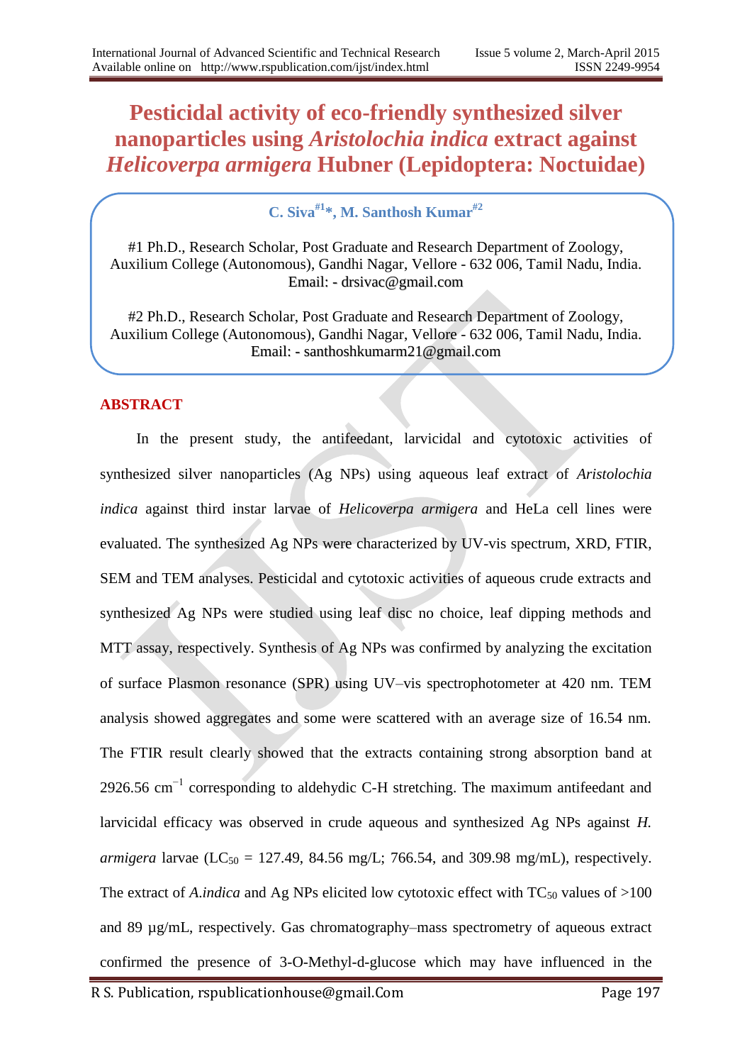# Pesticidal activity of eco-friendly synthesized silver nanoparticles using *Aristolochia indica* extract against *Helicoverpa armigera* Hubner (Lepidoptera: Noctuidae)

**C. Siva[#1]*, M. Santhosh Kumar[#2]**

#1 Ph.D., Research Scholar, Post Graduate and Research Department of Zoology, Auxilium College (Autonomous), Gandhi Nagar, Vellore - 632 006, Tamil Nadu, India.
Email: - drsivac@gmail.com

#2 Ph.D., Research Scholar, Post Graduate and Research Department of Zoology, Auxilium College (Autonomous), Gandhi Nagar, Vellore - 632 006, Tamil Nadu, India.
Email: - santhoshkumarm21@gmail.com

## ABSTRACT

In the present study, the antifeedant, larvicidal and cytotoxic activities of synthesized silver nanoparticles (Ag NPs) using aqueous leaf extract of *Aristolochia indica* against third instar larvae of *Helicoverpa armigera* and HeLa cell lines were evaluated. The synthesized Ag NPs were characterized by UV-vis spectrum, XRD, FTIR, SEM and TEM analyses. Pesticidal and cytotoxic activities of aqueous crude extracts and synthesized Ag NPs were studied using leaf disc no choice, leaf dipping methods and MTT assay, respectively. Synthesis of Ag NPs was confirmed by analyzing the excitation of surface Plasmon resonance (SPR) using UV–vis spectrophotometer at 420 nm. TEM analysis showed aggregates and some were scattered with an average size of 16.54 nm. The FTIR result clearly showed that the extracts containing strong absorption band at 2926.56 $cm^{-1}$ corresponding to aldehydic C-H stretching. The maximum antifeedant and larvicidal efficacy was observed in crude aqueous and synthesized Ag NPs against *H. armigera* larvae ($LC_{50}$ = 127.49, 84.56 mg/L; 766.54, and 309.98 mg/mL), respectively. The extract of *A.indica* and Ag NPs elicited low cytotoxic effect with $TC_{50}$ values of >100 and 89 µg/mL, respectively. Gas chromatography–mass spectrometry of aqueous extract confirmed the presence of 3-O-Methyl-d-glucose which may have influenced in the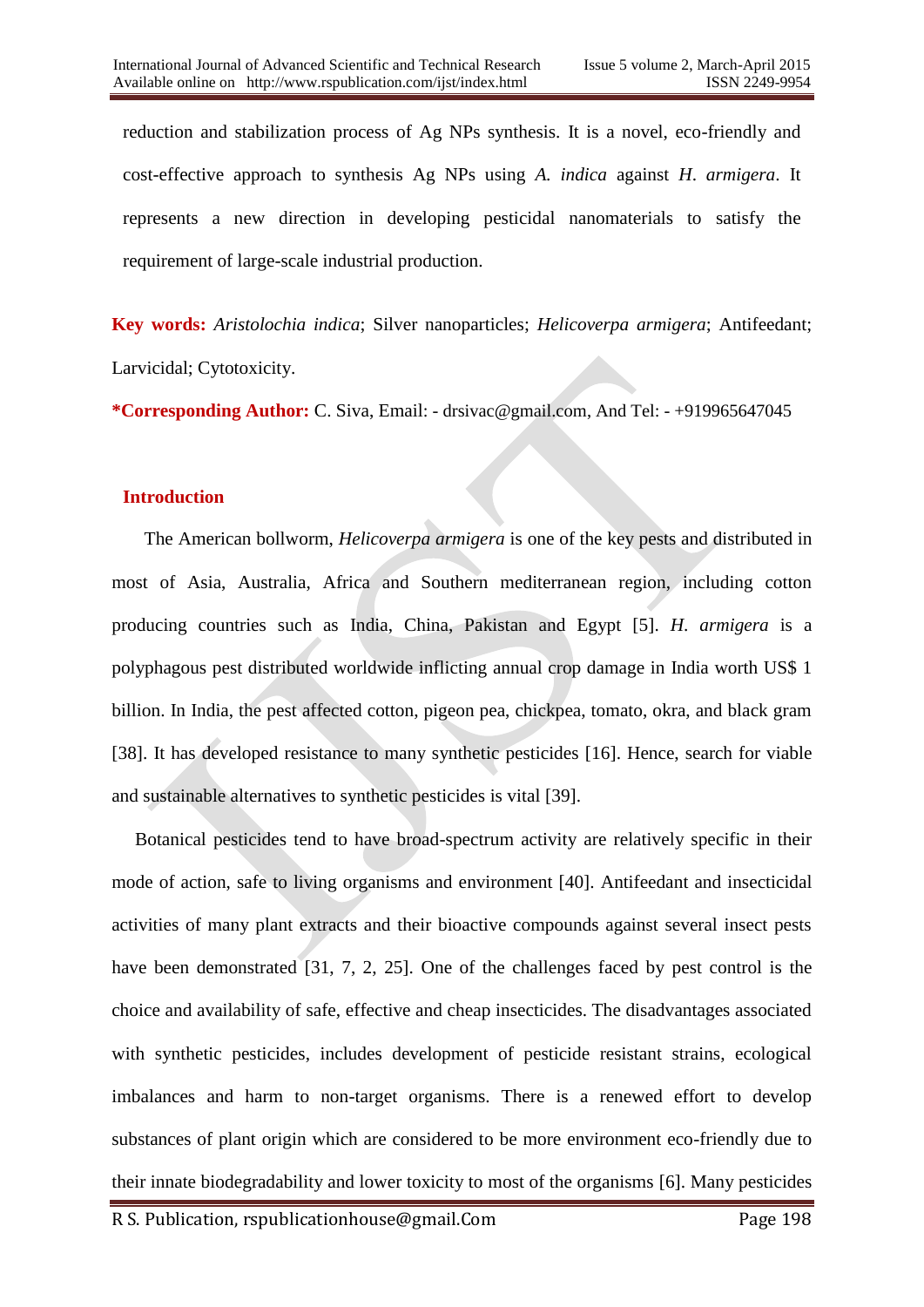reduction and stabilization process of Ag NPs synthesis. It is a novel, eco-friendly and cost-effective approach to synthesis Ag NPs using *A. indica* against *H. armigera*. It represents a new direction in developing pesticidal nanomaterials to satisfy the requirement of large-scale industrial production.

**Key words:** *Aristolochia indica*; Silver nanoparticles; *Helicoverpa armigera*; Antifeedant; Larvicidal; Cytotoxicity.

***Corresponding Author:** C. Siva, Email: - drsivac@gmail.com, And Tel: - +919965647045

## Introduction

The American bollworm, *Helicoverpa armigera* is one of the key pests and distributed in most of Asia, Australia, Africa and Southern mediterranean region, including cotton producing countries such as India, China, Pakistan and Egypt [5]. *H. armigera* is a polyphagous pest distributed worldwide inflicting annual crop damage in India worth US$ 1 billion. In India, the pest affected cotton, pigeon pea, chickpea, tomato, okra, and black gram [38]. It has developed resistance to many synthetic pesticides [16]. Hence, search for viable and sustainable alternatives to synthetic pesticides is vital [39].

Botanical pesticides tend to have broad-spectrum activity are relatively specific in their mode of action, safe to living organisms and environment [40]. Antifeedant and insecticidal activities of many plant extracts and their bioactive compounds against several insect pests have been demonstrated [31, 7, 2, 25]. One of the challenges faced by pest control is the choice and availability of safe, effective and cheap insecticides. The disadvantages associated with synthetic pesticides, includes development of pesticide resistant strains, ecological imbalances and harm to non-target organisms. There is a renewed effort to develop substances of plant origin which are considered to be more environment eco-friendly due to their innate biodegradability and lower toxicity to most of the organisms [6]. Many pesticides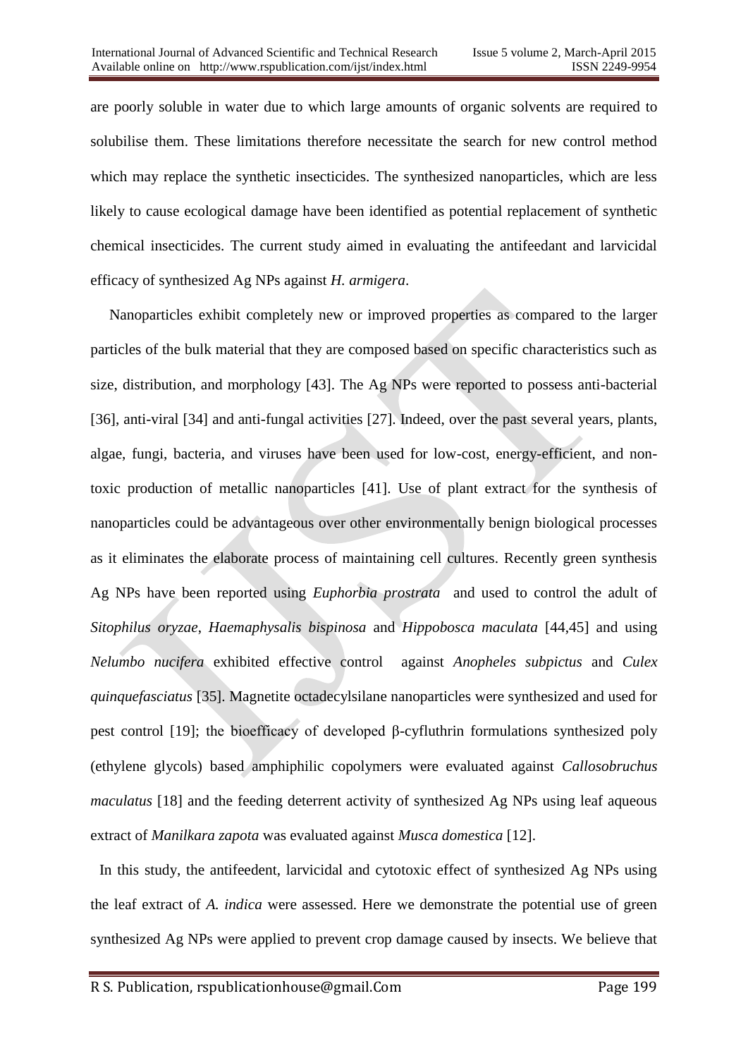are poorly soluble in water due to which large amounts of organic solvents are required to solubilise them. These limitations therefore necessitate the search for new control method which may replace the synthetic insecticides. The synthesized nanoparticles, which are less likely to cause ecological damage have been identified as potential replacement of synthetic chemical insecticides. The current study aimed in evaluating the antifeedant and larvicidal efficacy of synthesized Ag NPs against *H. armigera*.

Nanoparticles exhibit completely new or improved properties as compared to the larger particles of the bulk material that they are composed based on specific characteristics such as size, distribution, and morphology [43]. The Ag NPs were reported to possess anti-bacterial [36], anti-viral [34] and anti-fungal activities [27]. Indeed, over the past several years, plants, algae, fungi, bacteria, and viruses have been used for low-cost, energy-efficient, and non-toxic production of metallic nanoparticles [41]. Use of plant extract for the synthesis of nanoparticles could be advantageous over other environmentally benign biological processes as it eliminates the elaborate process of maintaining cell cultures. Recently green synthesis Ag NPs have been reported using *Euphorbia prostrata* and used to control the adult of *Sitophilus oryzae*, *Haemaphysalis bispinosa* and *Hippobosca maculata* [44,45] and using *Nelumbo nucifera* exhibited effective control against *Anopheles subpictus* and *Culex quinquefasciatus* [35]. Magnetite octadecylsilane nanoparticles were synthesized and used for pest control [19]; the bioefficacy of developed β-cyfluthrin formulations synthesized poly (ethylene glycols) based amphiphilic copolymers were evaluated against *Callosobruchus maculatus* [18] and the feeding deterrent activity of synthesized Ag NPs using leaf aqueous extract of *Manilkara zapota* was evaluated against *Musca domestica* [12].

In this study, the antifeedent, larvicidal and cytotoxic effect of synthesized Ag NPs using the leaf extract of *A. indica* were assessed. Here we demonstrate the potential use of green synthesized Ag NPs were applied to prevent crop damage caused by insects. We believe that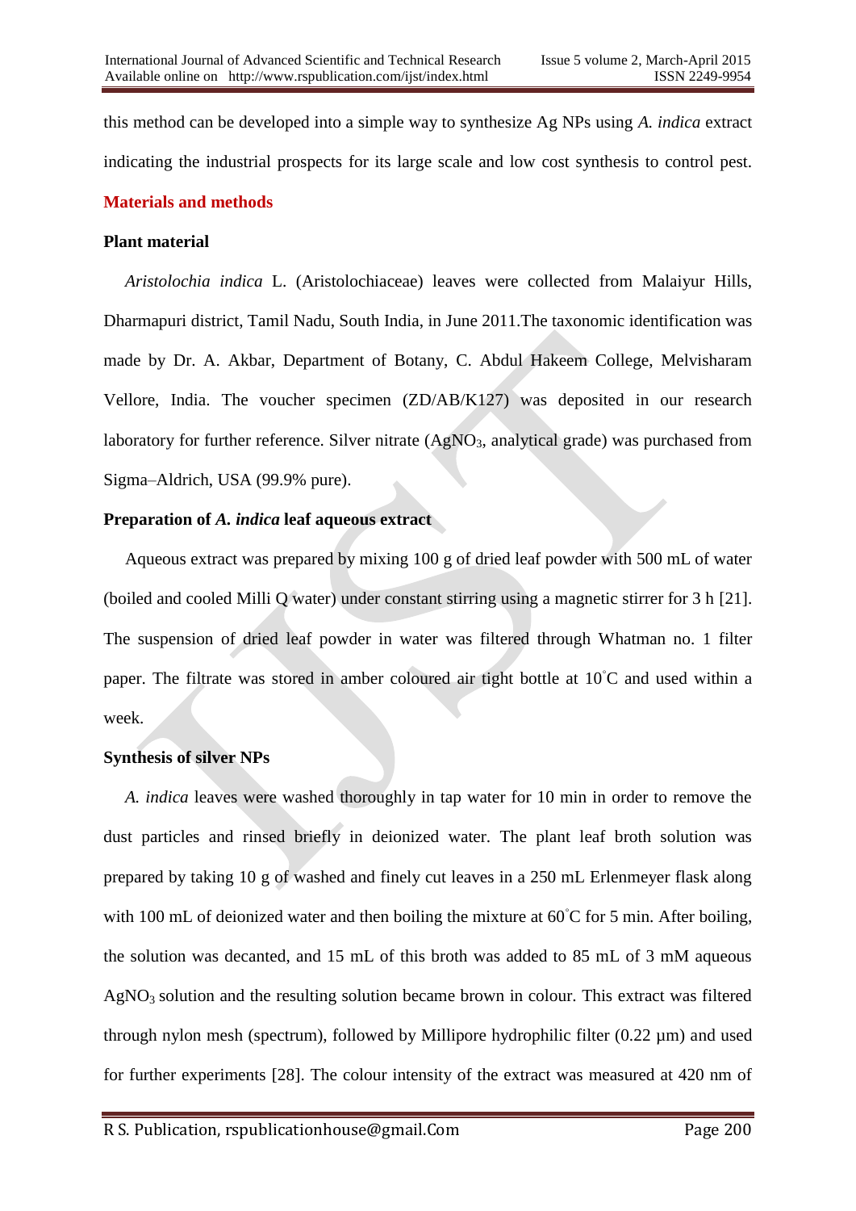this method can be developed into a simple way to synthesize Ag NPs using *A. indica* extract indicating the industrial prospects for its large scale and low cost synthesis to control pest.

## Materials and methods

### Plant material

*Aristolochia indica* L. (Aristolochiaceae) leaves were collected from Malaiyur Hills, Dharmapuri district, Tamil Nadu, South India, in June 2011.The taxonomic identification was made by Dr. A. Akbar, Department of Botany, C. Abdul Hakeem College, Melvisharam Vellore, India. The voucher specimen (ZD/AB/K127) was deposited in our research laboratory for further reference. Silver nitrate ($AgNO_3$, analytical grade) was purchased from Sigma–Aldrich, USA (99.9% pure).

### Preparation of *A. indica* leaf aqueous extract

Aqueous extract was prepared by mixing 100 g of dried leaf powder with 500 mL of water (boiled and cooled Milli Q water) under constant stirring using a magnetic stirrer for 3 h [21]. The suspension of dried leaf powder in water was filtered through Whatman no. 1 filter paper. The filtrate was stored in amber coloured air tight bottle at 10˚C and used within a week.

### Synthesis of silver NPs

*A. indica* leaves were washed thoroughly in tap water for 10 min in order to remove the dust particles and rinsed briefly in deionized water. The plant leaf broth solution was prepared by taking 10 g of washed and finely cut leaves in a 250 mL Erlenmeyer flask along with 100 mL of deionized water and then boiling the mixture at 60˚C for 5 min. After boiling, the solution was decanted, and 15 mL of this broth was added to 85 mL of 3 mM aqueous $AgNO_3$ solution and the resulting solution became brown in colour. This extract was filtered through nylon mesh (spectrum), followed by Millipore hydrophilic filter (0.22 µm) and used for further experiments [28]. The colour intensity of the extract was measured at 420 nm of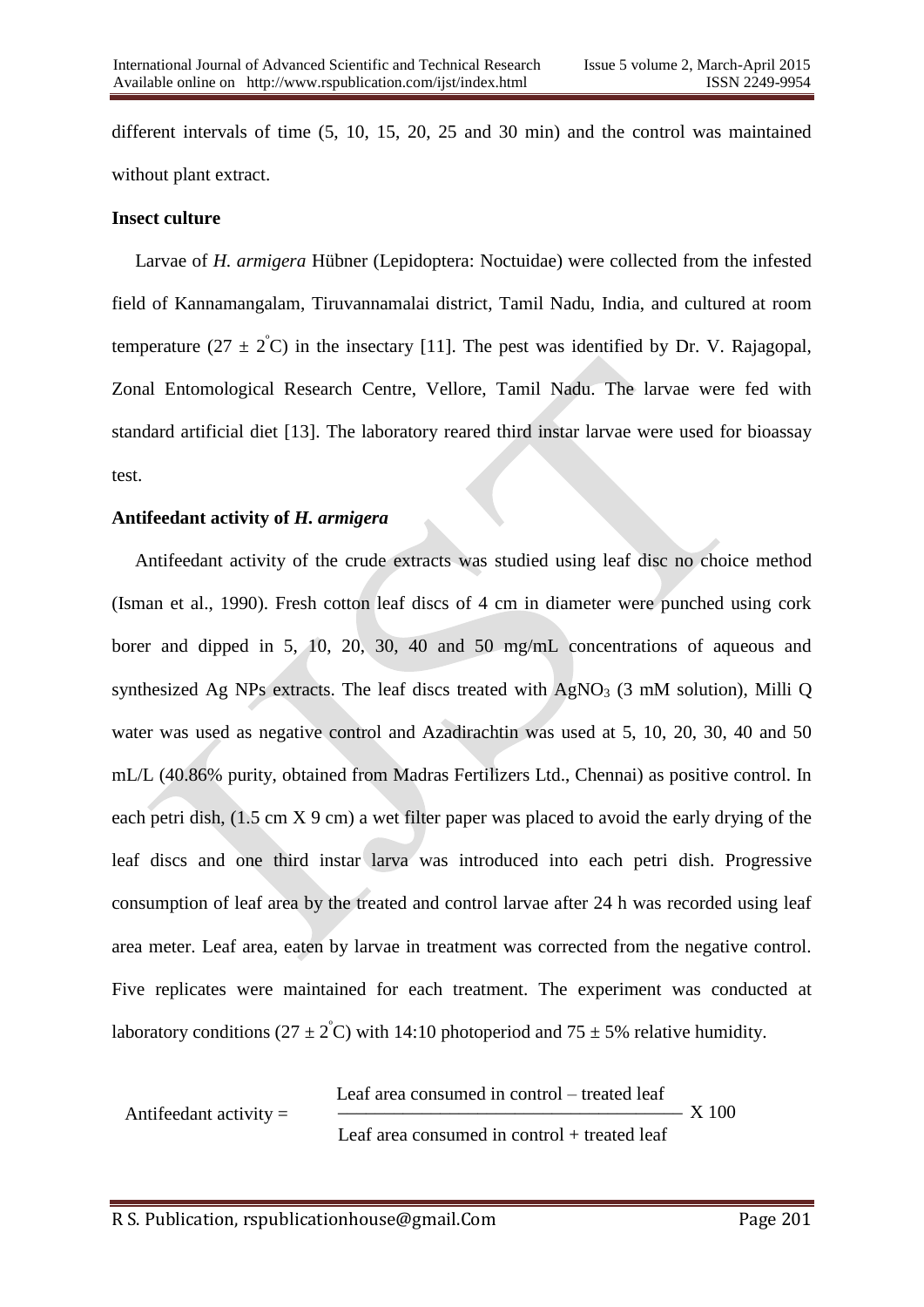different intervals of time (5, 10, 15, 20, 25 and 30 min) and the control was maintained without plant extract.

**Insect culture**

Larvae of *H. armigera* Hübner (Lepidoptera: Noctuidae) were collected from the infested field of Kannamangalam, Tiruvannamalai district, Tamil Nadu, India, and cultured at room temperature ($27 \pm 2^{\circ}C$) in the insectary [11]. The pest was identified by Dr. V. Rajagopal, Zonal Entomological Research Centre, Vellore, Tamil Nadu. The larvae were fed with standard artificial diet [13]. The laboratory reared third instar larvae were used for bioassay test.

**Antifeedant activity of *H. armigera***

Antifeedant activity of the crude extracts was studied using leaf disc no choice method (Isman et al., 1990). Fresh cotton leaf discs of 4 cm in diameter were punched using cork borer and dipped in 5, 10, 20, 30, 40 and 50 mg/mL concentrations of aqueous and synthesized Ag NPs extracts. The leaf discs treated with $AgNO_3$ (3 mM solution), Milli Q water was used as negative control and Azadirachtin was used at 5, 10, 20, 30, 40 and 50 mL/L (40.86% purity, obtained from Madras Fertilizers Ltd., Chennai) as positive control. In each petri dish, (1.5 cm X 9 cm) a wet filter paper was placed to avoid the early drying of the leaf discs and one third instar larva was introduced into each petri dish. Progressive consumption of leaf area by the treated and control larvae after 24 h was recorded using leaf area meter. Leaf area, eaten by larvae in treatment was corrected from the negative control. Five replicates were maintained for each treatment. The experiment was conducted at laboratory conditions ($27 \pm 2^{\circ}C$) with 14:10 photoperiod and $75 \pm 5\%$ relative humidity.

$$\text{Antifeedant activity} = \frac{\text{Leaf area consumed in control} - \text{treated leaf}}{\text{Leaf area consumed in control} + \text{treated leaf}} \times 100$$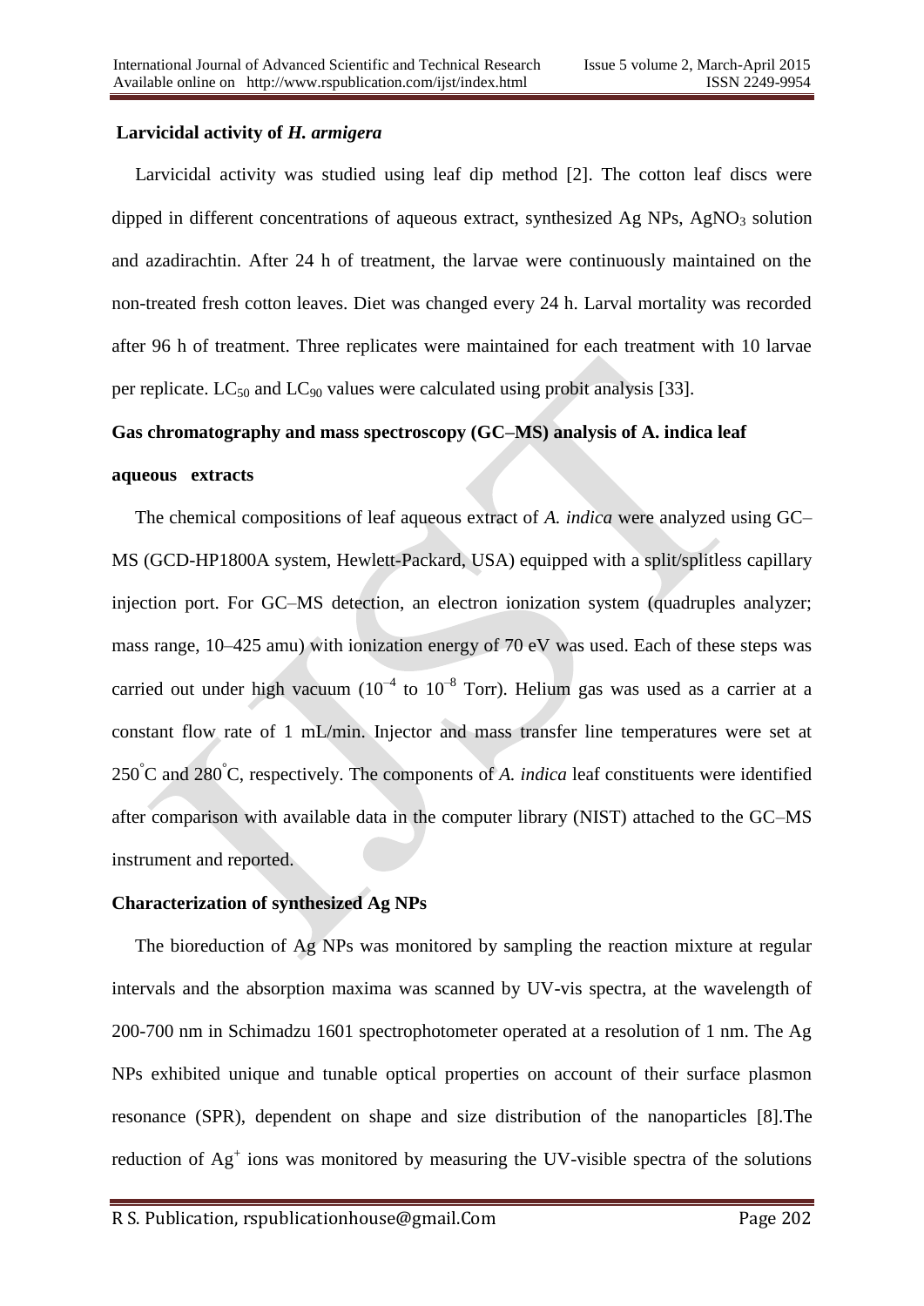## Larvicidal activity of *H. armigera*

Larvicidal activity was studied using leaf dip method [2]. The cotton leaf discs were dipped in different concentrations of aqueous extract, synthesized Ag NPs, $AgNO_3$ solution and azadirachtin. After 24 h of treatment, the larvae were continuously maintained on the non-treated fresh cotton leaves. Diet was changed every 24 h. Larval mortality was recorded after 96 h of treatment. Three replicates were maintained for each treatment with 10 larvae per replicate. $LC_{50}$ and $LC_{90}$ values were calculated using probit analysis [33].

## Gas chromatography and mass spectroscopy (GC–MS) analysis of A. indica leaf aqueous extracts

The chemical compositions of leaf aqueous extract of *A. indica* were analyzed using GC–MS (GCD-HP1800A system, Hewlett-Packard, USA) equipped with a split/splitless capillary injection port. For GC–MS detection, an electron ionization system (quadruples analyzer; mass range, 10–425 amu) with ionization energy of 70 eV was used. Each of these steps was carried out under high vacuum ($10^{-4}$ to $10^{-8}$ Torr). Helium gas was used as a carrier at a constant flow rate of 1 mL/min. Injector and mass transfer line temperatures were set at 250°C and 280°C, respectively. The components of *A. indica* leaf constituents were identified after comparison with available data in the computer library (NIST) attached to the GC–MS instrument and reported.

## Characterization of synthesized Ag NPs

The bioreduction of Ag NPs was monitored by sampling the reaction mixture at regular intervals and the absorption maxima was scanned by UV-vis spectra, at the wavelength of 200-700 nm in Schimadzu 1601 spectrophotometer operated at a resolution of 1 nm. The Ag NPs exhibited unique and tunable optical properties on account of their surface plasmon resonance (SPR), dependent on shape and size distribution of the nanoparticles [8].The reduction of $Ag^{+}$ ions was monitored by measuring the UV-visible spectra of the solutions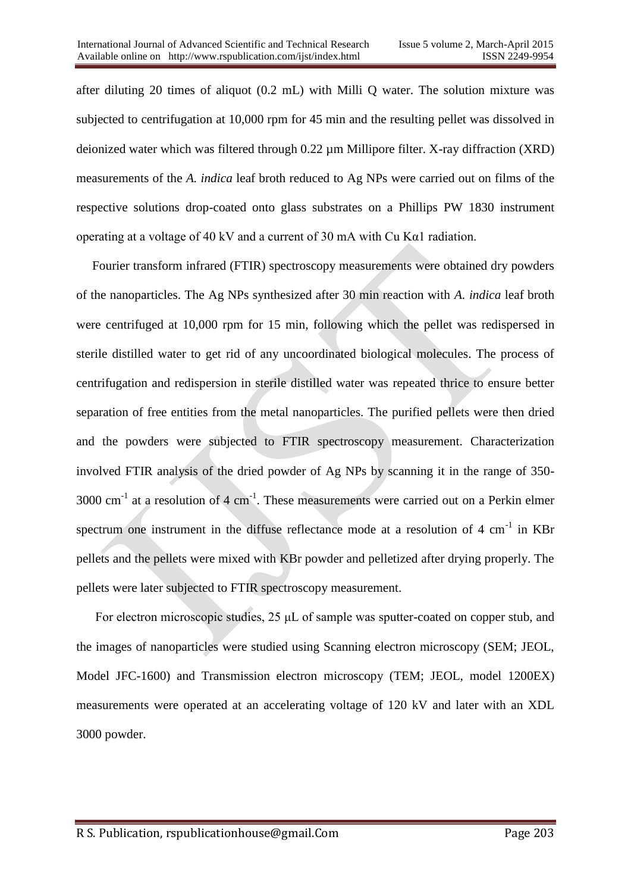after diluting 20 times of aliquot (0.2 mL) with Milli Q water. The solution mixture was subjected to centrifugation at 10,000 rpm for 45 min and the resulting pellet was dissolved in deionized water which was filtered through 0.22 µm Millipore filter. X-ray diffraction (XRD) measurements of the *A. indica* leaf broth reduced to Ag NPs were carried out on films of the respective solutions drop-coated onto glass substrates on a Phillips PW 1830 instrument operating at a voltage of 40 kV and a current of 30 mA with Cu $K\alpha 1$ radiation.

Fourier transform infrared (FTIR) spectroscopy measurements were obtained dry powders of the nanoparticles. The Ag NPs synthesized after 30 min reaction with *A. indica* leaf broth were centrifuged at 10,000 rpm for 15 min, following which the pellet was redispersed in sterile distilled water to get rid of any uncoordinated biological molecules. The process of centrifugation and redispersion in sterile distilled water was repeated thrice to ensure better separation of free entities from the metal nanoparticles. The purified pellets were then dried and the powders were subjected to FTIR spectroscopy measurement. Characterization involved FTIR analysis of the dried powder of Ag NPs by scanning it in the range of 350-3000 $cm^{-1}$ at a resolution of 4 $cm^{-1}$. These measurements were carried out on a Perkin elmer spectrum one instrument in the diffuse reflectance mode at a resolution of 4 $cm^{-1}$ in KBr pellets and the pellets were mixed with KBr powder and pelletized after drying properly. The pellets were later subjected to FTIR spectroscopy measurement.

For electron microscopic studies, 25 µL of sample was sputter-coated on copper stub, and the images of nanoparticles were studied using Scanning electron microscopy (SEM; JEOL, Model JFC-1600) and Transmission electron microscopy (TEM; JEOL, model 1200EX) measurements were operated at an accelerating voltage of 120 kV and later with an XDL 3000 powder.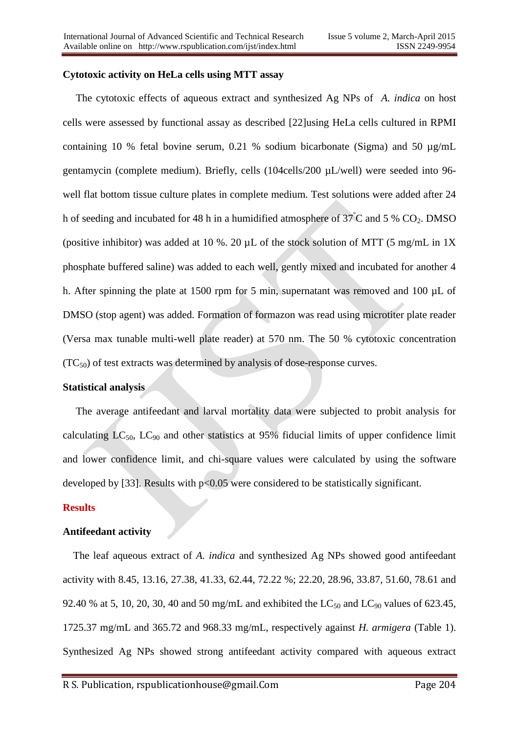### Cytotoxic activity on HeLa cells using MTT assay

The cytotoxic effects of aqueous extract and synthesized Ag NPs of *A. indica* on host cells were assessed by functional assay as described [22]using HeLa cells cultured in RPMI containing 10 % fetal bovine serum, 0.21 % sodium bicarbonate (Sigma) and 50 µg/mL gentamycin (complete medium). Briefly, cells (104cells/200 µL/well) were seeded into 96-well flat bottom tissue culture plates in complete medium. Test solutions were added after 24 h of seeding and incubated for 48 h in a humidified atmosphere of 37°C and 5 % $CO_2$. DMSO (positive inhibitor) was added at 10 %. 20 µL of the stock solution of MTT (5 mg/mL in 1X phosphate buffered saline) was added to each well, gently mixed and incubated for another 4 h. After spinning the plate at 1500 rpm for 5 min, supernatant was removed and 100 µL of DMSO (stop agent) was added. Formation of formazon was read using microtiter plate reader (Versa max tunable multi-well plate reader) at 570 nm. The 50 % cytotoxic concentration ($TC_{50}$) of test extracts was determined by analysis of dose-response curves.

### Statistical analysis

The average antifeedant and larval mortality data were subjected to probit analysis for calculating $LC_{50}$, $LC_{90}$ and other statistics at 95% fiducial limits of upper confidence limit and lower confidence limit, and chi-square values were calculated by using the software developed by [33]. Results with $p<0.05$ were considered to be statistically significant.

## Results

### Antifeedant activity

The leaf aqueous extract of *A. indica* and synthesized Ag NPs showed good antifeedant activity with 8.45, 13.16, 27.38, 41.33, 62.44, 72.22 %; 22.20, 28.96, 33.87, 51.60, 78.61 and 92.40 % at 5, 10, 20, 30, 40 and 50 mg/mL and exhibited the $LC_{50}$ and $LC_{90}$ values of 623.45, 1725.37 mg/mL and 365.72 and 968.33 mg/mL, respectively against *H. armigera* (Table 1). Synthesized Ag NPs showed strong antifeedant activity compared with aqueous extract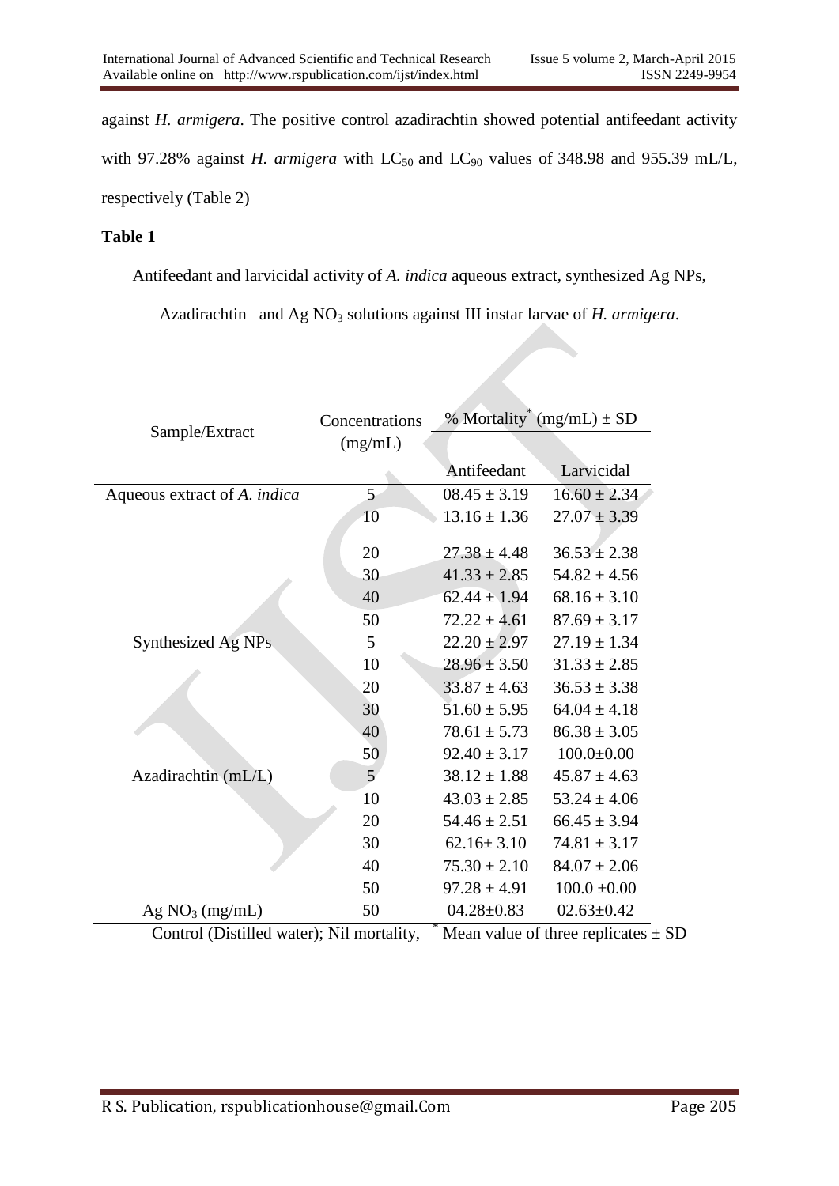against *H. armigera*. The positive control azadirachtin showed potential antifeedant activity with 97.28% against *H. armigera* with $LC_{50}$ and $LC_{90}$ values of 348.98 and 955.39 mL/L, respectively (Table 2)

**Table 1**

Antifeedant and larvicidal activity of *A. indica* aqueous extract, synthesized Ag NPs, Azadirachtin and Ag $NO_3$ solutions against III instar larvae of *H. armigera*.

| Sample/Extract | Concentrations (mg/mL) | % Mortality* (mg/mL) ± SD | |
|---|---|---|---|
| | | Antifeedant | Larvicidal |
| Aqueous extract of *A. indica* | 5 | 08.45 ± 3.19 | 16.60 ± 2.34 |
| | 10 | 13.16 ± 1.36 | 27.07 ± 3.39 |
| | 20 | 27.38 ± 4.48 | 36.53 ± 2.38 |
| | 30 | 41.33 ± 2.85 | 54.82 ± 4.56 |
| | 40 | 62.44 ± 1.94 | 68.16 ± 3.10 |
| | 50 | 72.22 ± 4.61 | 87.69 ± 3.17 |
| Synthesized Ag NPs | 5 | 22.20 ± 2.97 | 27.19 ± 1.34 |
| | 10 | 28.96 ± 3.50 | 31.33 ± 2.85 |
| | 20 | 33.87 ± 4.63 | 36.53 ± 3.38 |
| | 30 | 51.60 ± 5.95 | 64.04 ± 4.18 |
| | 40 | 78.61 ± 5.73 | 86.38 ± 3.05 |
| | 50 | 92.40 ± 3.17 | 100.0±0.00 |
| Azadirachtin (mL/L) | 5 | 38.12 ± 1.88 | 45.87 ± 4.63 |
| | 10 | 43.03 ± 2.85 | 53.24 ± 4.06 |
| | 20 | 54.46 ± 2.51 | 66.45 ± 3.94 |
| | 30 | 62.16± 3.10 | 74.81 ± 3.17 |
| | 40 | 75.30 ± 2.10 | 84.07 ± 2.06 |
| | 50 | 97.28 ± 4.91 | 100.0 ±0.00 |
| Ag $NO_3$ (mg/mL) | 50 | 04.28±0.83 | 02.63±0.42 |

Control (Distilled water); Nil mortality, * Mean value of three replicates ± SD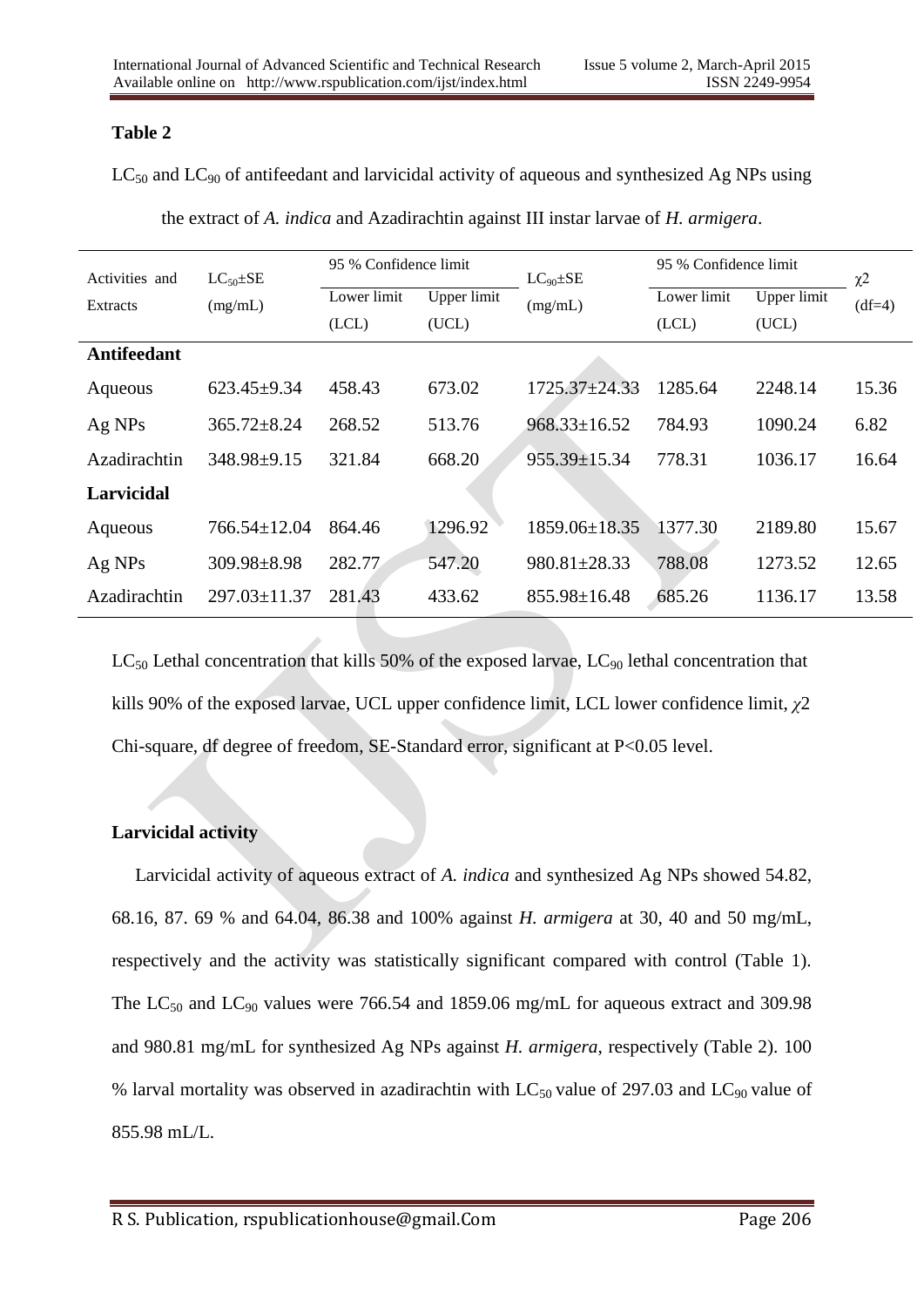## Table 2

$LC_{50}$ and $LC_{90}$ of antifeedant and larvicidal activity of aqueous and synthesized Ag NPs using the extract of *A. indica* and Azadirachtin against III instar larvae of *H. armigera*.

| Activities and Extracts | $LC_{50}$±SE (mg/mL) | 95 % Confidence limit | | $LC_{90}$±SE (mg/mL) | 95 % Confidence limit | | $\chi2$ (df=4) |
|---|---|---|---|---|---|---|---|
| | | Lower limit (LCL) | Upper limit (UCL) | | Lower limit (LCL) | Upper limit (UCL) | |
| **Antifeedant** | | | | | | | |
| Aqueous | 623.45±9.34 | 458.43 | 673.02 | 1725.37±24.33 | 1285.64 | 2248.14 | 15.36 |
| Ag NPs | 365.72±8.24 | 268.52 | 513.76 | 968.33±16.52 | 784.93 | 1090.24 | 6.82 |
| Azadirachtin | 348.98±9.15 | 321.84 | 668.20 | 955.39±15.34 | 778.31 | 1036.17 | 16.64 |
| **Larvicidal** | | | | | | | |
| Aqueous | 766.54±12.04 | 864.46 | 1296.92 | 1859.06±18.35 | 1377.30 | 2189.80 | 15.67 |
| Ag NPs | 309.98±8.98 | 282.77 | 547.20 | 980.81±28.33 | 788.08 | 1273.52 | 12.65 |
| Azadirachtin | 297.03±11.37 | 281.43 | 433.62 | 855.98±16.48 | 685.26 | 1136.17 | 13.58 |

$LC_{50}$ Lethal concentration that kills 50% of the exposed larvae, $LC_{90}$ lethal concentration that kills 90% of the exposed larvae, UCL upper confidence limit, LCL lower confidence limit, $\chi2$ Chi-square, df degree of freedom, SE-Standard error, significant at P<0.05 level.

### Larvicidal activity

Larvicidal activity of aqueous extract of *A. indica* and synthesized Ag NPs showed 54.82, 68.16, 87. 69 % and 64.04, 86.38 and 100% against *H. armigera* at 30, 40 and 50 mg/mL, respectively and the activity was statistically significant compared with control (Table 1). The $LC_{50}$ and $LC_{90}$ values were 766.54 and 1859.06 mg/mL for aqueous extract and 309.98 and 980.81 mg/mL for synthesized Ag NPs against *H. armigera*, respectively (Table 2). 100 % larval mortality was observed in azadirachtin with $LC_{50}$ value of 297.03 and $LC_{90}$ value of 855.98 mL/L.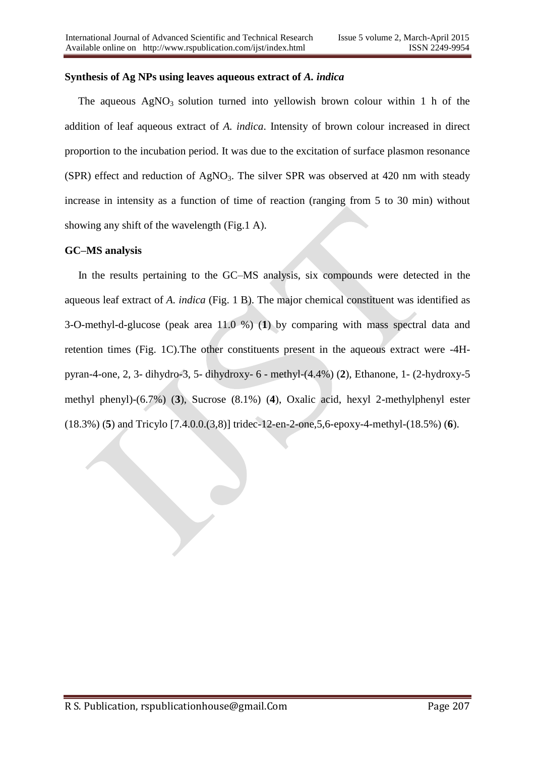**Synthesis of Ag NPs using leaves aqueous extract of *A. indica***

The aqueous $AgNO_3$ solution turned into yellowish brown colour within 1 h of the addition of leaf aqueous extract of *A. indica*. Intensity of brown colour increased in direct proportion to the incubation period. It was due to the excitation of surface plasmon resonance (SPR) effect and reduction of $AgNO_3$. The silver SPR was observed at 420 nm with steady increase in intensity as a function of time of reaction (ranging from 5 to 30 min) without showing any shift of the wavelength (Fig.1 A).

**GC–MS analysis**

In the results pertaining to the GC–MS analysis, six compounds were detected in the aqueous leaf extract of *A. indica* (Fig. 1 B). The major chemical constituent was identified as 3-O-methyl-d-glucose (peak area 11.0 %) (**1**) by comparing with mass spectral data and retention times (Fig. 1C).The other constituents present in the aqueous extract were -4H-pyran-4-one, 2, 3- dihydro-3, 5- dihydroxy- 6 - methyl-(4.4%) (**2**), Ethanone, 1- (2-hydroxy-5 methyl phenyl)-(6.7%) (**3**), Sucrose (8.1%) (**4**), Oxalic acid, hexyl 2-methylphenyl ester (18.3%) (**5**) and Tricylo [7.4.0.0.(3,8)] tridec-12-en-2-one,5,6-epoxy-4-methyl-(18.5%) (**6**).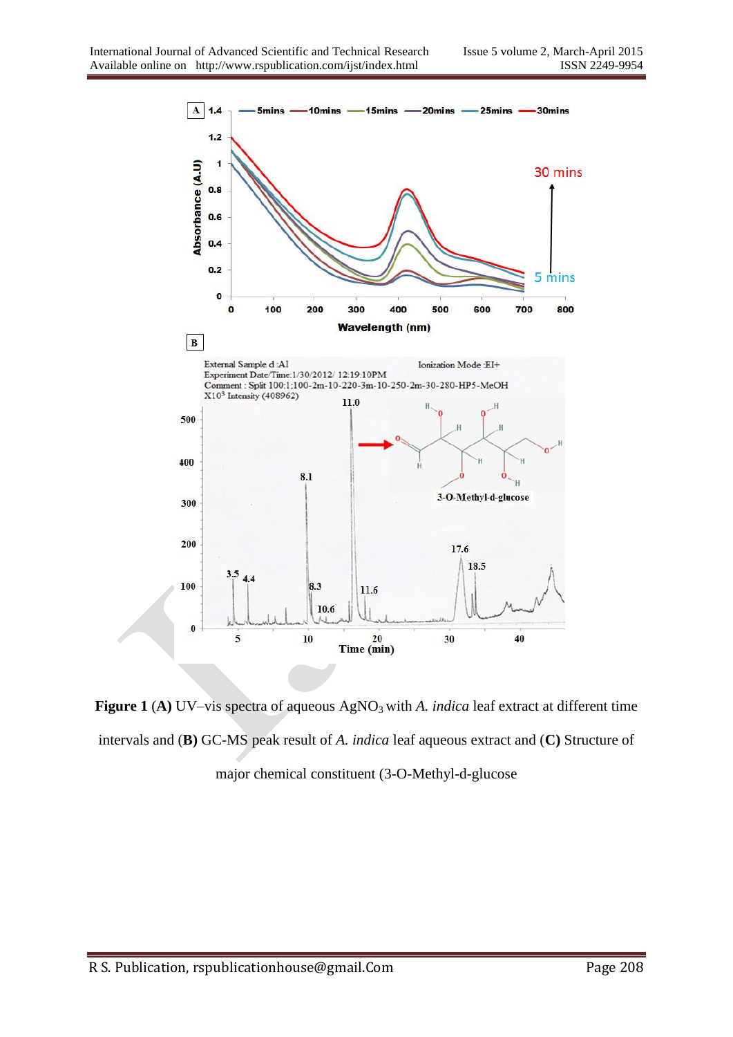**Figure 1** (**A)** UV–vis spectra of aqueous $AgNO_3$ with *A. indica* leaf extract at different time intervals and (**B)** GC-MS peak result of *A. indica* leaf aqueous extract and (**C)** Structure of major chemical constituent (3-O-Methyl-d-glucose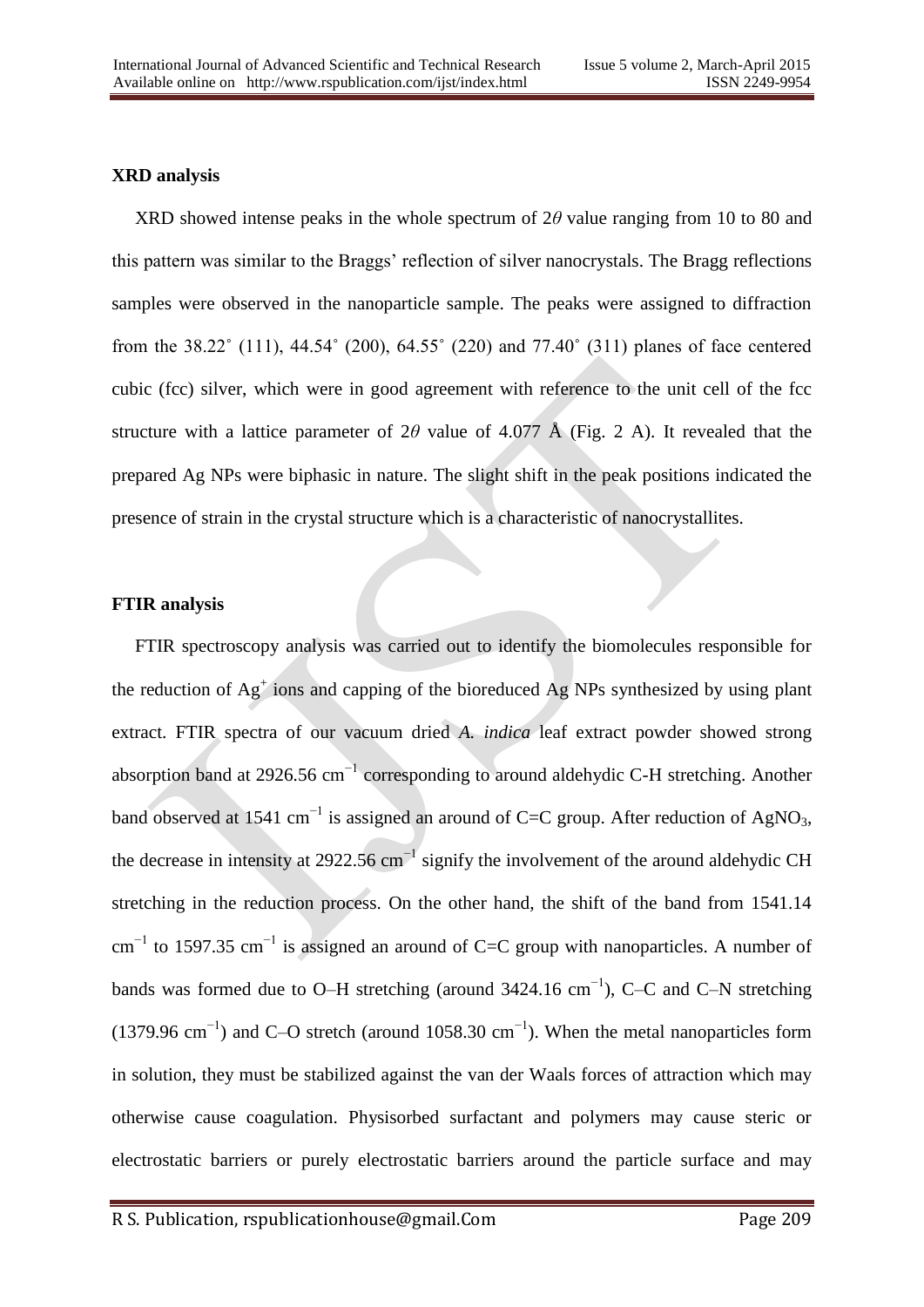**XRD analysis**

XRD showed intense peaks in the whole spectrum of 2$\theta$ value ranging from 10 to 80 and this pattern was similar to the Braggs' reflection of silver nanocrystals. The Bragg reflections samples were observed in the nanoparticle sample. The peaks were assigned to diffraction from the 38.22˚ (111), 44.54˚ (200), 64.55˚ (220) and 77.40˚ (311) planes of face centered cubic (fcc) silver, which were in good agreement with reference to the unit cell of the fcc structure with a lattice parameter of 2$\theta$ value of 4.077 Å (Fig. 2 A). It revealed that the prepared Ag NPs were biphasic in nature. The slight shift in the peak positions indicated the presence of strain in the crystal structure which is a characteristic of nanocrystallites.

**FTIR analysis**

FTIR spectroscopy analysis was carried out to identify the biomolecules responsible for the reduction of $Ag^+$ ions and capping of the bioreduced Ag NPs synthesized by using plant extract. FTIR spectra of our vacuum dried *A. indica* leaf extract powder showed strong absorption band at 2926.56 $cm^{-1}$ corresponding to around aldehydic C-H stretching. Another band observed at 1541 $cm^{-1}$ is assigned an around of C=C group. After reduction of $AgNO_3$, the decrease in intensity at 2922.56 $cm^{-1}$ signify the involvement of the around aldehydic CH stretching in the reduction process. On the other hand, the shift of the band from 1541.14 $cm^{-1}$ to 1597.35 $cm^{-1}$ is assigned an around of C=C group with nanoparticles. A number of bands was formed due to O–H stretching (around 3424.16 $cm^{-1}$), C–C and C–N stretching (1379.96 $cm^{-1}$) and C–O stretch (around 1058.30 $cm^{-1}$). When the metal nanoparticles form in solution, they must be stabilized against the van der Waals forces of attraction which may otherwise cause coagulation. Physisorbed surfactant and polymers may cause steric or electrostatic barriers or purely electrostatic barriers around the particle surface and may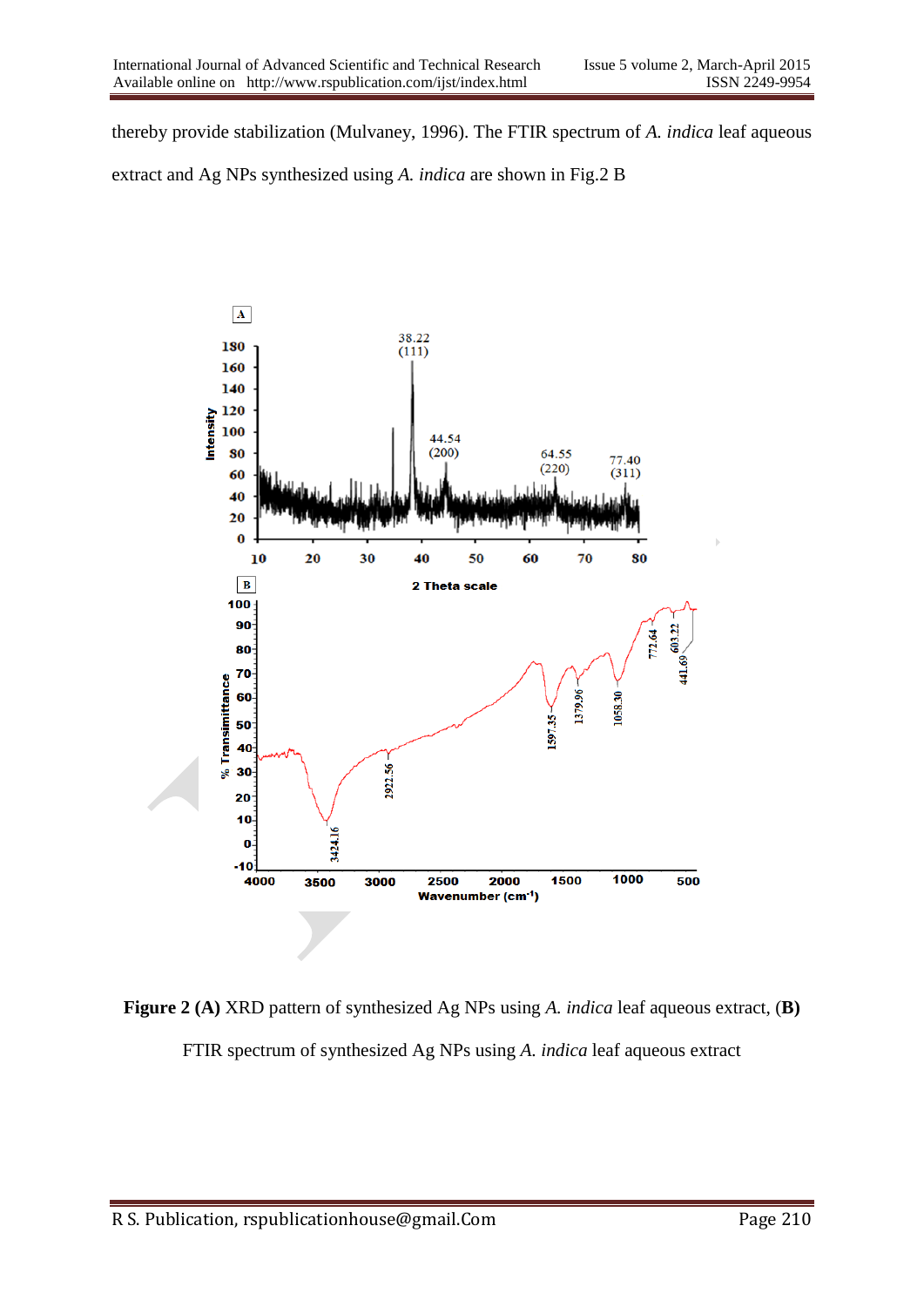thereby provide stabilization (Mulvaney, 1996). The FTIR spectrum of *A. indica* leaf aqueous extract and Ag NPs synthesized using *A. indica* are shown in Fig.2 B

**Figure 2 (A)** XRD pattern of synthesized Ag NPs using *A. indica* leaf aqueous extract, (**B**) FTIR spectrum of synthesized Ag NPs using *A. indica* leaf aqueous extract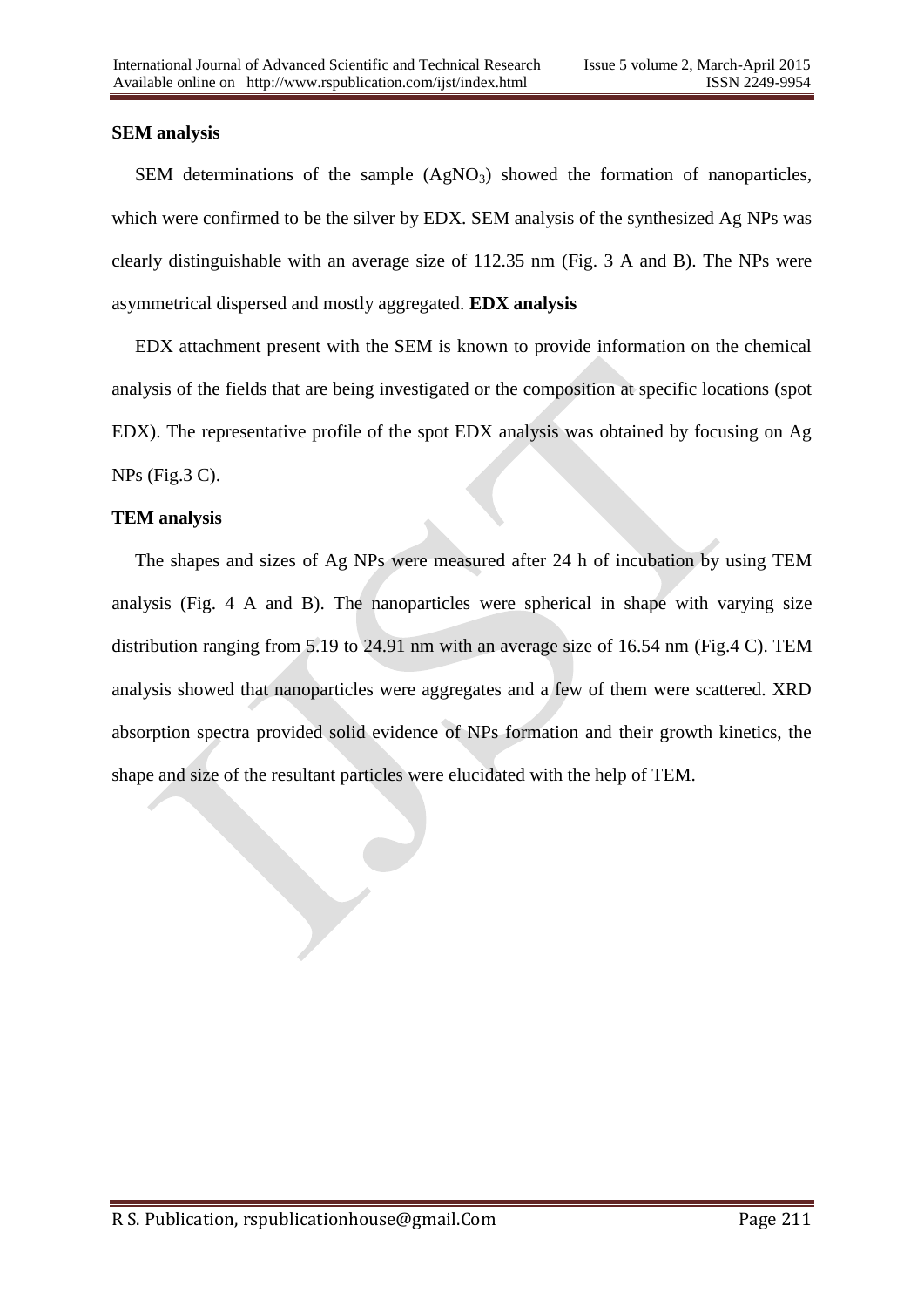**SEM analysis**

SEM determinations of the sample ($AgNO_3$) showed the formation of nanoparticles, which were confirmed to be the silver by EDX. SEM analysis of the synthesized Ag NPs was clearly distinguishable with an average size of 112.35 nm (Fig. 3 A and B). The NPs were asymmetrical dispersed and mostly aggregated. **EDX analysis**

EDX attachment present with the SEM is known to provide information on the chemical analysis of the fields that are being investigated or the composition at specific locations (spot EDX). The representative profile of the spot EDX analysis was obtained by focusing on Ag NPs (Fig.3 C).

**TEM analysis**

The shapes and sizes of Ag NPs were measured after 24 h of incubation by using TEM analysis (Fig. 4 A and B). The nanoparticles were spherical in shape with varying size distribution ranging from 5.19 to 24.91 nm with an average size of 16.54 nm (Fig.4 C). TEM analysis showed that nanoparticles were aggregates and a few of them were scattered. XRD absorption spectra provided solid evidence of NPs formation and their growth kinetics, the shape and size of the resultant particles were elucidated with the help of TEM.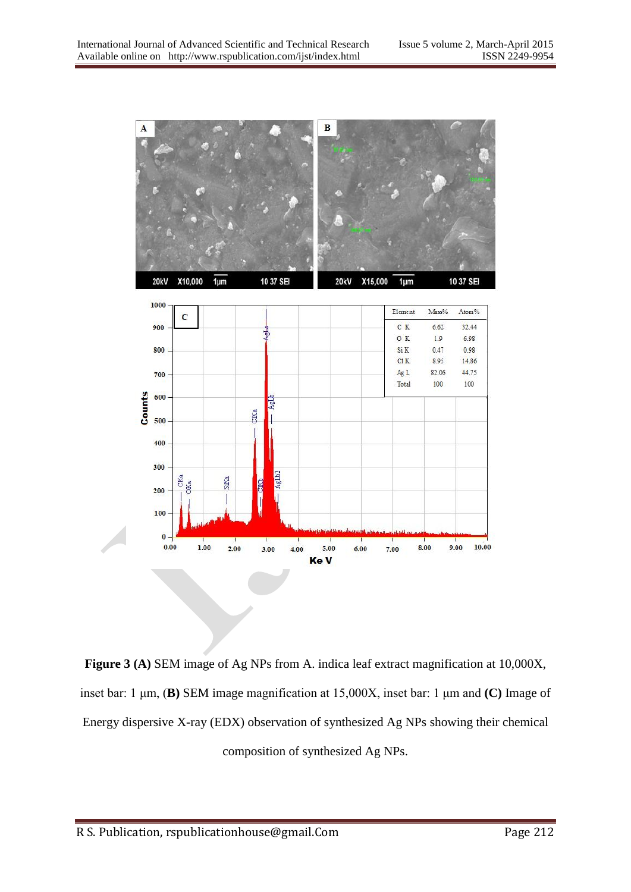**Figure 3 (A)** SEM image of Ag NPs from A. indica leaf extract magnification at 10,000X, inset bar: 1 μm, (**B)** SEM image magnification at 15,000X, inset bar: 1 μm and **(C)** Image of Energy dispersive X-ray (EDX) observation of synthesized Ag NPs showing their chemical composition of synthesized Ag NPs.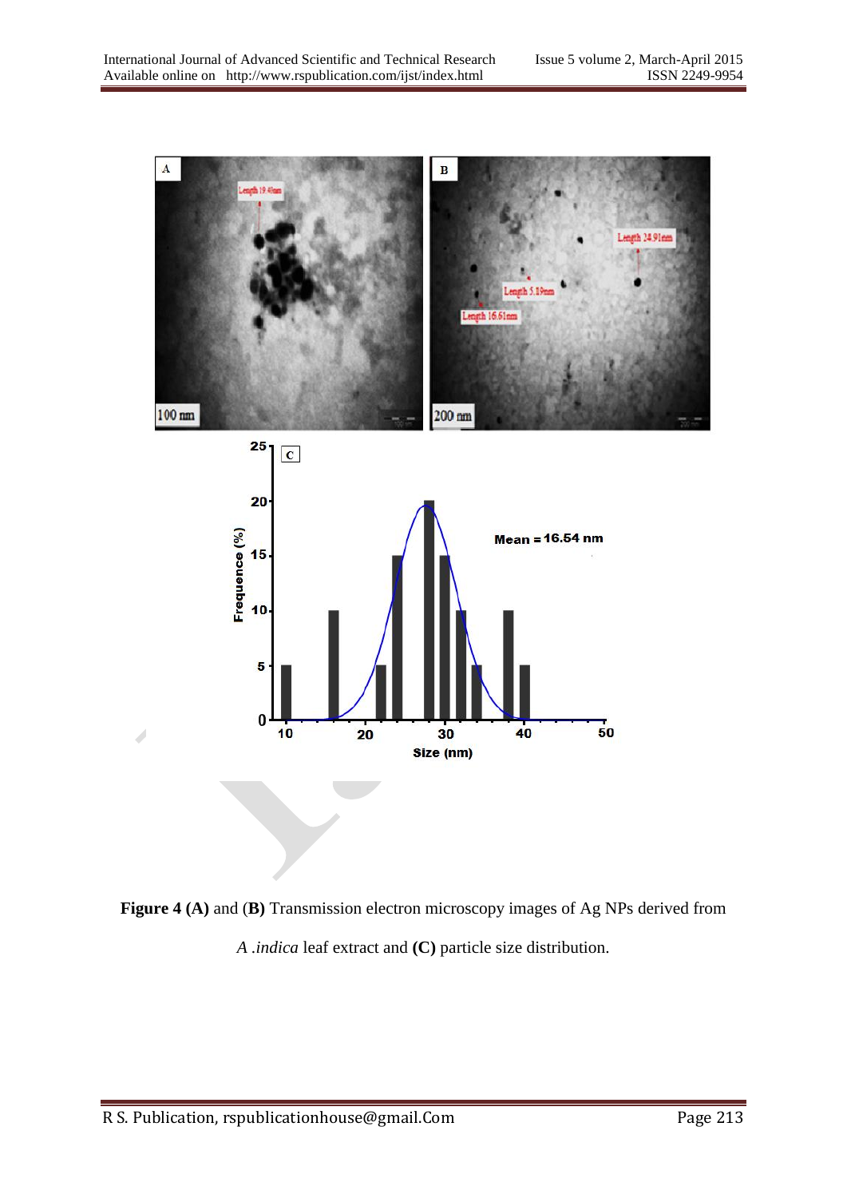**Figure 4 (A)** and (**B)** Transmission electron microscopy images of Ag NPs derived from *A .indica* leaf extract and **(C)** particle size distribution.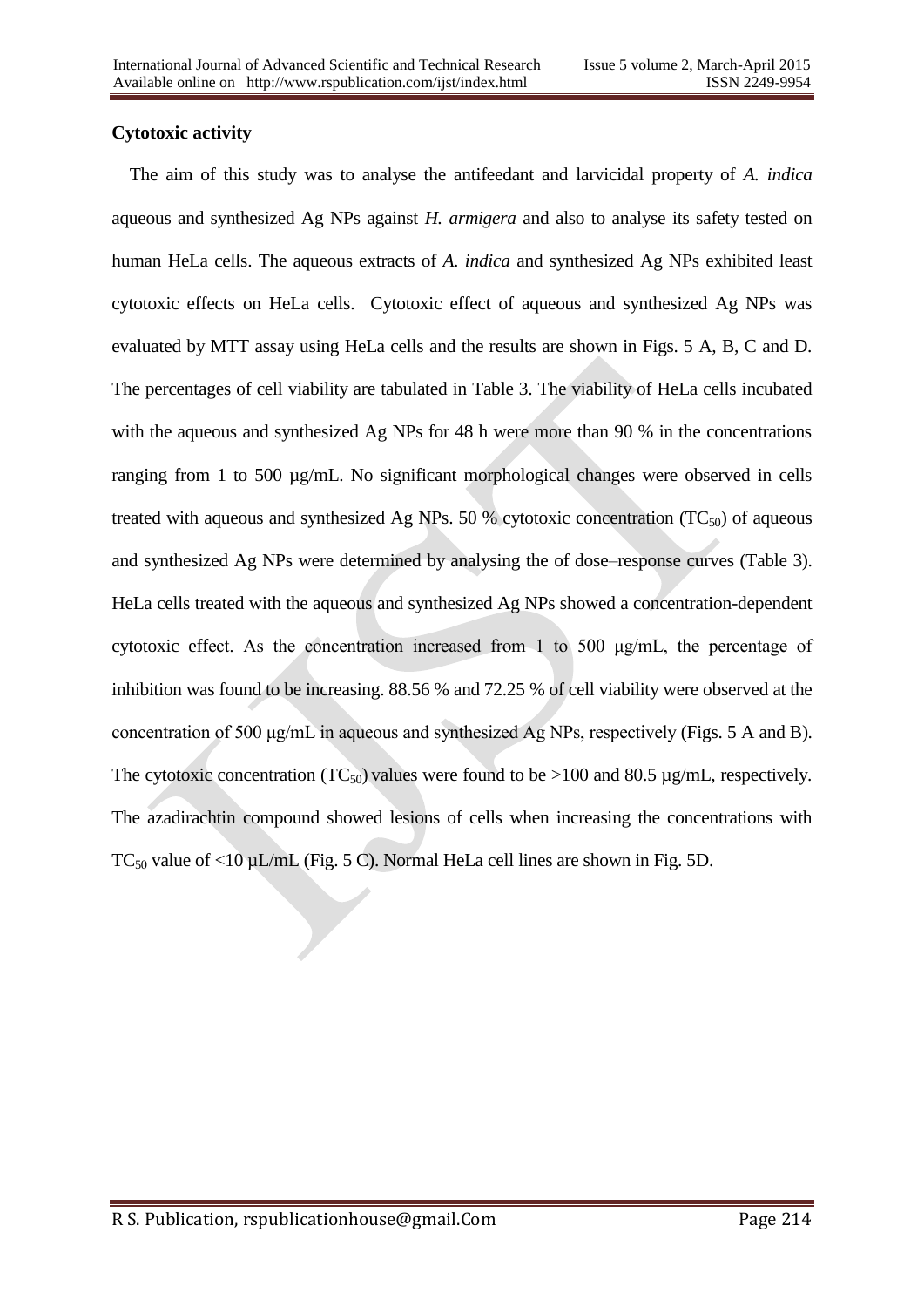**Cytotoxic activity**

The aim of this study was to analyse the antifeedant and larvicidal property of *A. indica* aqueous and synthesized Ag NPs against *H. armigera* and also to analyse its safety tested on human HeLa cells. The aqueous extracts of *A. indica* and synthesized Ag NPs exhibited least cytotoxic effects on HeLa cells. Cytotoxic effect of aqueous and synthesized Ag NPs was evaluated by MTT assay using HeLa cells and the results are shown in Figs. 5 A, B, C and D. The percentages of cell viability are tabulated in Table 3. The viability of HeLa cells incubated with the aqueous and synthesized Ag NPs for 48 h were more than 90 % in the concentrations ranging from 1 to 500 µg/mL. No significant morphological changes were observed in cells treated with aqueous and synthesized Ag NPs. 50 % cytotoxic concentration ($TC_{50}$) of aqueous and synthesized Ag NPs were determined by analysing the of dose–response curves (Table 3). HeLa cells treated with the aqueous and synthesized Ag NPs showed a concentration-dependent cytotoxic effect. As the concentration increased from 1 to 500 µg/mL, the percentage of inhibition was found to be increasing. 88.56 % and 72.25 % of cell viability were observed at the concentration of 500 µg/mL in aqueous and synthesized Ag NPs, respectively (Figs. 5 A and B). The cytotoxic concentration ($TC_{50}$) values were found to be >100 and 80.5 µg/mL, respectively. The azadirachtin compound showed lesions of cells when increasing the concentrations with $TC_{50}$ value of <10 µL/mL (Fig. 5 C). Normal HeLa cell lines are shown in Fig. 5D.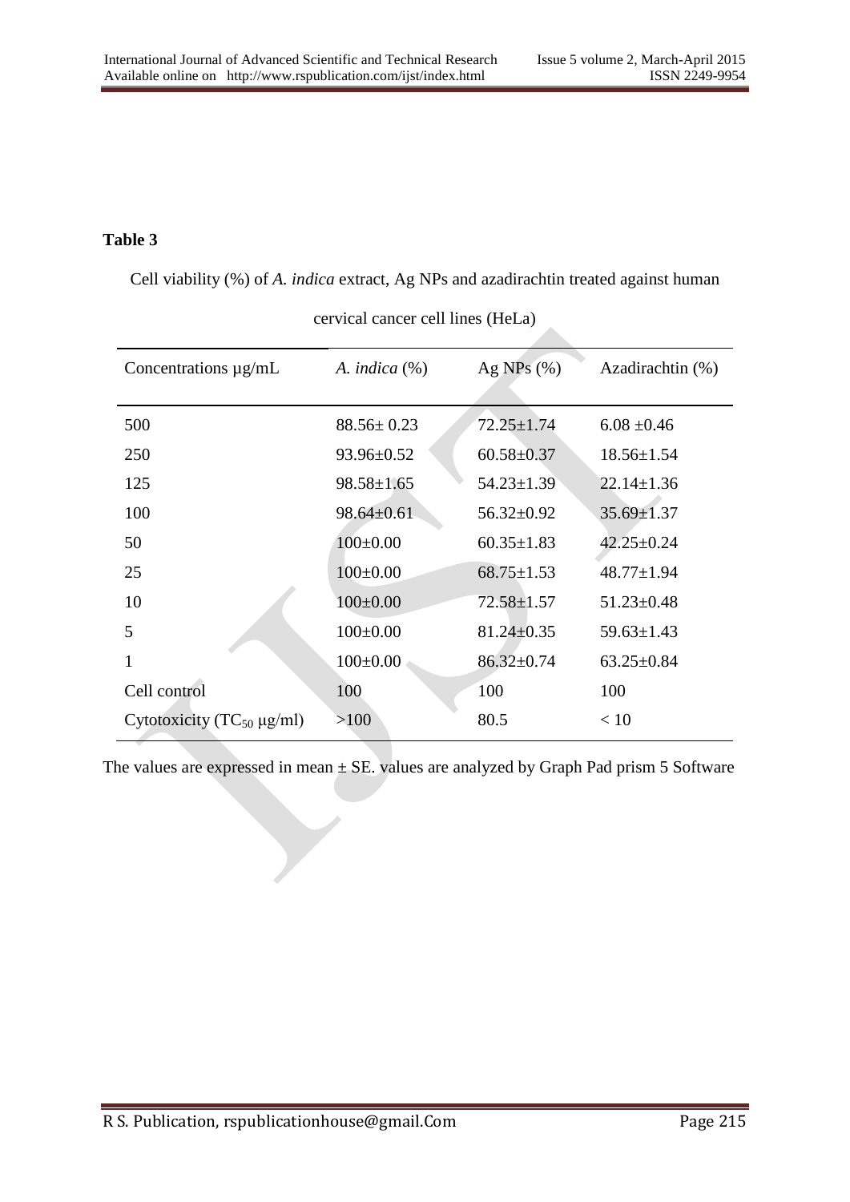**Table 3**

Cell viability (%) of *A. indica* extract, Ag NPs and azadirachtin treated against human cervical cancer cell lines (HeLa)

| Concentrations µg/mL | *A. indica* (%) | Ag NPs (%) | Azadirachtin (%) |
|---|---|---|---|
| 500 | 88.56± 0.23 | 72.25±1.74 | 6.08 ±0.46 |
| 250 | 93.96±0.52 | 60.58±0.37 | 18.56±1.54 |
| 125 | 98.58±1.65 | 54.23±1.39 | 22.14±1.36 |
| 100 | 98.64±0.61 | 56.32±0.92 | 35.69±1.37 |
| 50 | 100±0.00 | 60.35±1.83 | 42.25±0.24 |
| 25 | 100±0.00 | 68.75±1.53 | 48.77±1.94 |
| 10 | 100±0.00 | 72.58±1.57 | 51.23±0.48 |
| 5 | 100±0.00 | 81.24±0.35 | 59.63±1.43 |
| 1 | 100±0.00 | 86.32±0.74 | 63.25±0.84 |
| Cell control | 100 | 100 | 100 |
| Cytotoxicity ($TC_{50}$ µg/ml) | >100 | 80.5 | < 10 |

The values are expressed in mean ± SE. values are analyzed by Graph Pad prism 5 Software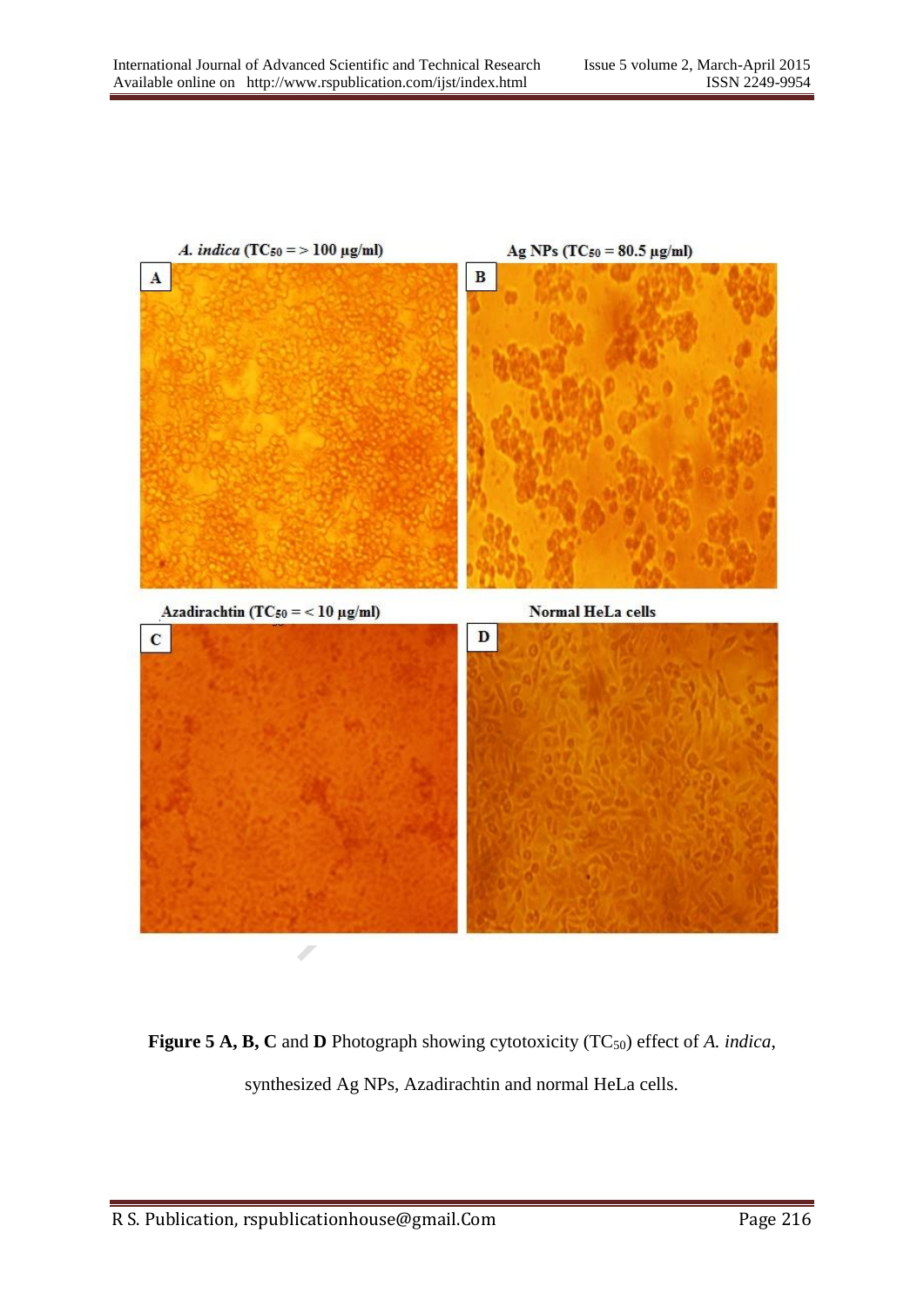**Figure 5 A, B, C** and **D** Photograph showing cytotoxicity ($TC_{50}$) effect of *A. indica*, synthesized Ag NPs, Azadirachtin and normal HeLa cells.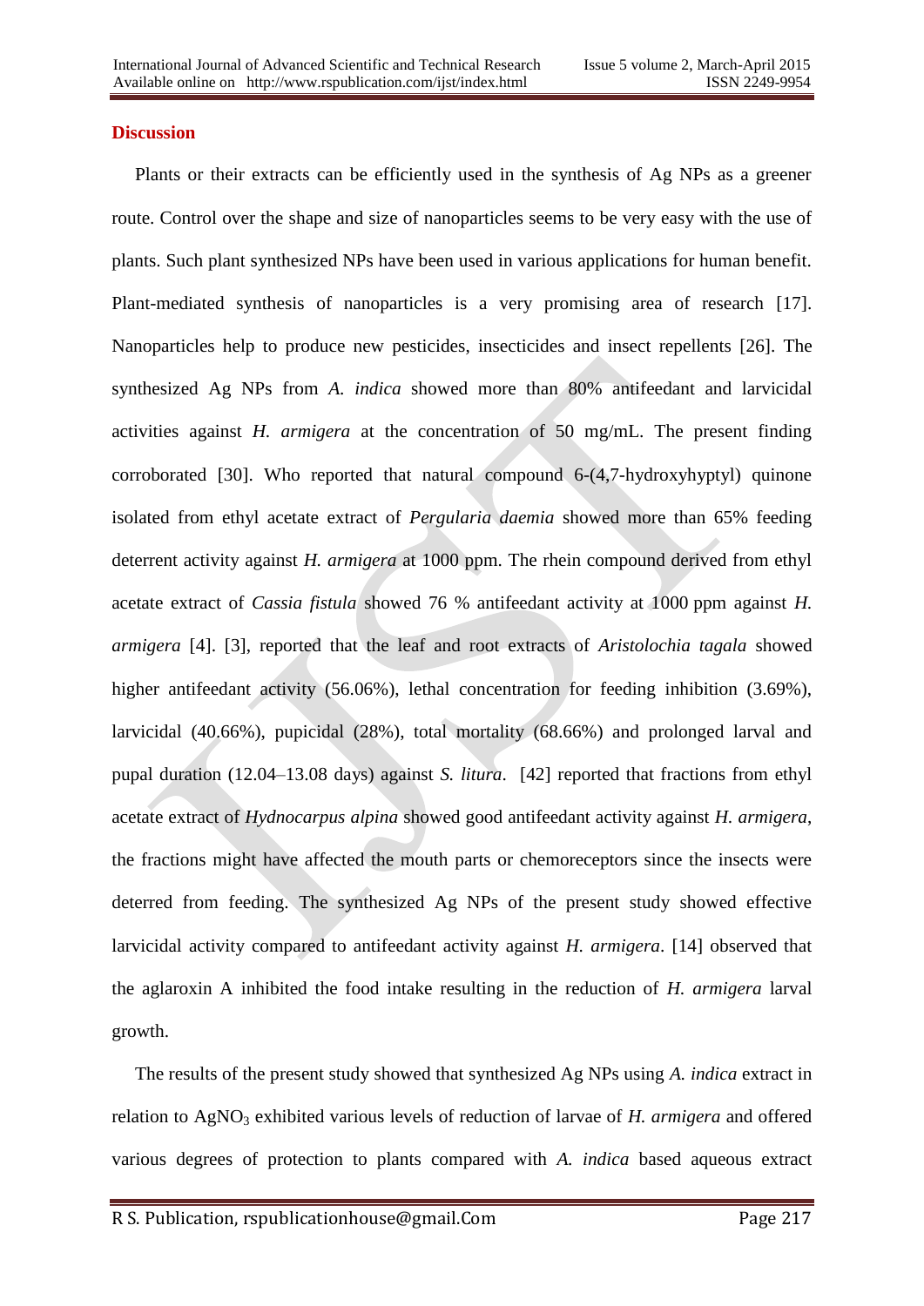## Discussion

Plants or their extracts can be efficiently used in the synthesis of Ag NPs as a greener route. Control over the shape and size of nanoparticles seems to be very easy with the use of plants. Such plant synthesized NPs have been used in various applications for human benefit. Plant-mediated synthesis of nanoparticles is a very promising area of research [17]. Nanoparticles help to produce new pesticides, insecticides and insect repellents [26]. The synthesized Ag NPs from *A. indica* showed more than 80% antifeedant and larvicidal activities against *H. armigera* at the concentration of 50 mg/mL. The present finding corroborated [30]. Who reported that natural compound 6-(4,7-hydroxyhyptyl) quinone isolated from ethyl acetate extract of *Pergularia daemia* showed more than 65% feeding deterrent activity against *H. armigera* at 1000 ppm. The rhein compound derived from ethyl acetate extract of *Cassia fistula* showed 76 % antifeedant activity at 1000 ppm against *H. armigera* [4]. [3], reported that the leaf and root extracts of *Aristolochia tagala* showed higher antifeedant activity (56.06%), lethal concentration for feeding inhibition (3.69%), larvicidal (40.66%), pupicidal (28%), total mortality (68.66%) and prolonged larval and pupal duration (12.04–13.08 days) against *S. litura*. [42] reported that fractions from ethyl acetate extract of *Hydnocarpus alpina* showed good antifeedant activity against *H. armigera*, the fractions might have affected the mouth parts or chemoreceptors since the insects were deterred from feeding. The synthesized Ag NPs of the present study showed effective larvicidal activity compared to antifeedant activity against *H. armigera*. [14] observed that the aglaroxin A inhibited the food intake resulting in the reduction of *H. armigera* larval growth.

The results of the present study showed that synthesized Ag NPs using *A. indica* extract in relation to $AgNO_3$ exhibited various levels of reduction of larvae of *H. armigera* and offered various degrees of protection to plants compared with *A. indica* based aqueous extract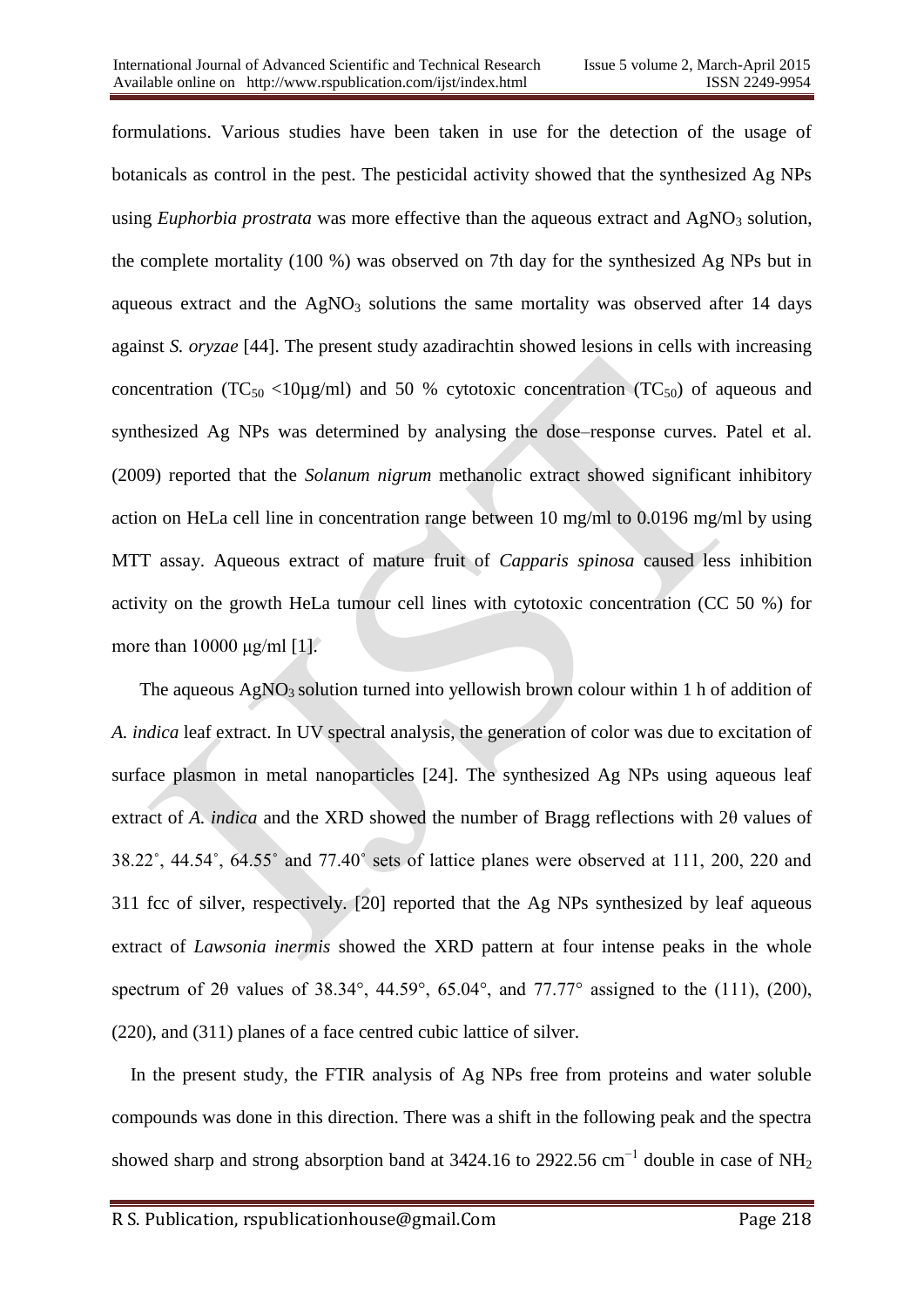formulations. Various studies have been taken in use for the detection of the usage of botanicals as control in the pest. The pesticidal activity showed that the synthesized Ag NPs using *Euphorbia prostrata* was more effective than the aqueous extract and $AgNO_3$ solution, the complete mortality (100 %) was observed on 7th day for the synthesized Ag NPs but in aqueous extract and the $AgNO_3$ solutions the same mortality was observed after 14 days against *S. oryzae* [44]. The present study azadirachtin showed lesions in cells with increasing concentration ($TC_{50}$ <10μg/ml) and 50 % cytotoxic concentration ($TC_{50}$) of aqueous and synthesized Ag NPs was determined by analysing the dose–response curves. Patel et al. (2009) reported that the *Solanum nigrum* methanolic extract showed significant inhibitory action on HeLa cell line in concentration range between 10 mg/ml to 0.0196 mg/ml by using MTT assay. Aqueous extract of mature fruit of *Capparis spinosa* caused less inhibition activity on the growth HeLa tumour cell lines with cytotoxic concentration (CC 50 %) for more than 10000 μg/ml [1].

The aqueous $AgNO_3$ solution turned into yellowish brown colour within 1 h of addition of *A. indica* leaf extract. In UV spectral analysis, the generation of color was due to excitation of surface plasmon in metal nanoparticles [24]. The synthesized Ag NPs using aqueous leaf extract of *A. indica* and the XRD showed the number of Bragg reflections with 2θ values of 38.22˚, 44.54˚, 64.55˚ and 77.40˚ sets of lattice planes were observed at 111, 200, 220 and 311 fcc of silver, respectively. [20] reported that the Ag NPs synthesized by leaf aqueous extract of *Lawsonia inermis* showed the XRD pattern at four intense peaks in the whole spectrum of 2θ values of 38.34°, 44.59°, 65.04°, and 77.77° assigned to the (111), (200), (220), and (311) planes of a face centred cubic lattice of silver.

In the present study, the FTIR analysis of Ag NPs free from proteins and water soluble compounds was done in this direction. There was a shift in the following peak and the spectra showed sharp and strong absorption band at 3424.16 to 2922.56 $cm^{-1}$ double in case of $NH_2$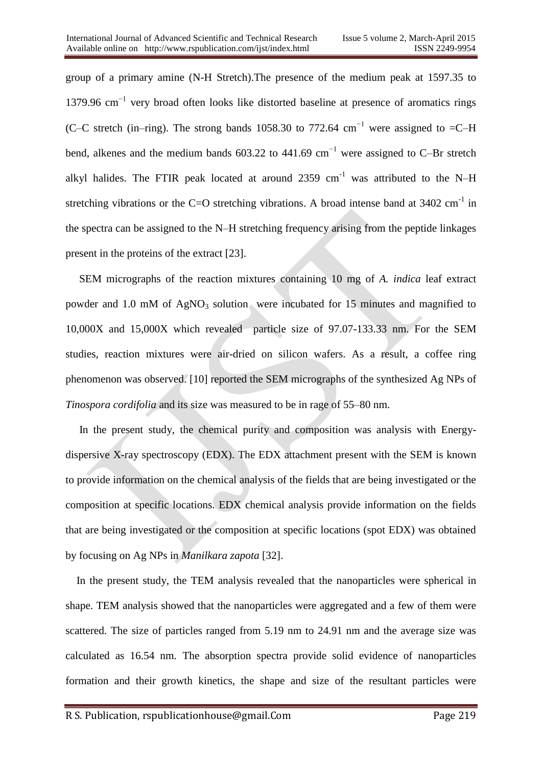group of a primary amine (N-H Stretch).The presence of the medium peak at 1597.35 to 1379.96 $cm^{-1}$ very broad often looks like distorted baseline at presence of aromatics rings (C–C stretch (in–ring). The strong bands 1058.30 to 772.64 $cm^{-1}$ were assigned to =C–H bend, alkenes and the medium bands 603.22 to 441.69 $cm^{-1}$ were assigned to C–Br stretch alkyl halides. The FTIR peak located at around 2359 $cm^{-1}$ was attributed to the N–H stretching vibrations or the C=O stretching vibrations. A broad intense band at 3402 $cm^{-1}$ in the spectra can be assigned to the N–H stretching frequency arising from the peptide linkages present in the proteins of the extract [23].

SEM micrographs of the reaction mixtures containing 10 mg of *A. indica* leaf extract powder and 1.0 mM of $AgNO_3$ solution were incubated for 15 minutes and magnified to 10,000X and 15,000X which revealed particle size of 97.07-133.33 nm. For the SEM studies, reaction mixtures were air-dried on silicon wafers. As a result, a coffee ring phenomenon was observed. [10] reported the SEM micrographs of the synthesized Ag NPs of *Tinospora cordifolia* and its size was measured to be in rage of 55–80 nm.

In the present study, the chemical purity and composition was analysis with Energy-dispersive X-ray spectroscopy (EDX). The EDX attachment present with the SEM is known to provide information on the chemical analysis of the fields that are being investigated or the composition at specific locations. EDX chemical analysis provide information on the fields that are being investigated or the composition at specific locations (spot EDX) was obtained by focusing on Ag NPs in *Manilkara zapota* [32].

In the present study, the TEM analysis revealed that the nanoparticles were spherical in shape. TEM analysis showed that the nanoparticles were aggregated and a few of them were scattered. The size of particles ranged from 5.19 nm to 24.91 nm and the average size was calculated as 16.54 nm. The absorption spectra provide solid evidence of nanoparticles formation and their growth kinetics, the shape and size of the resultant particles were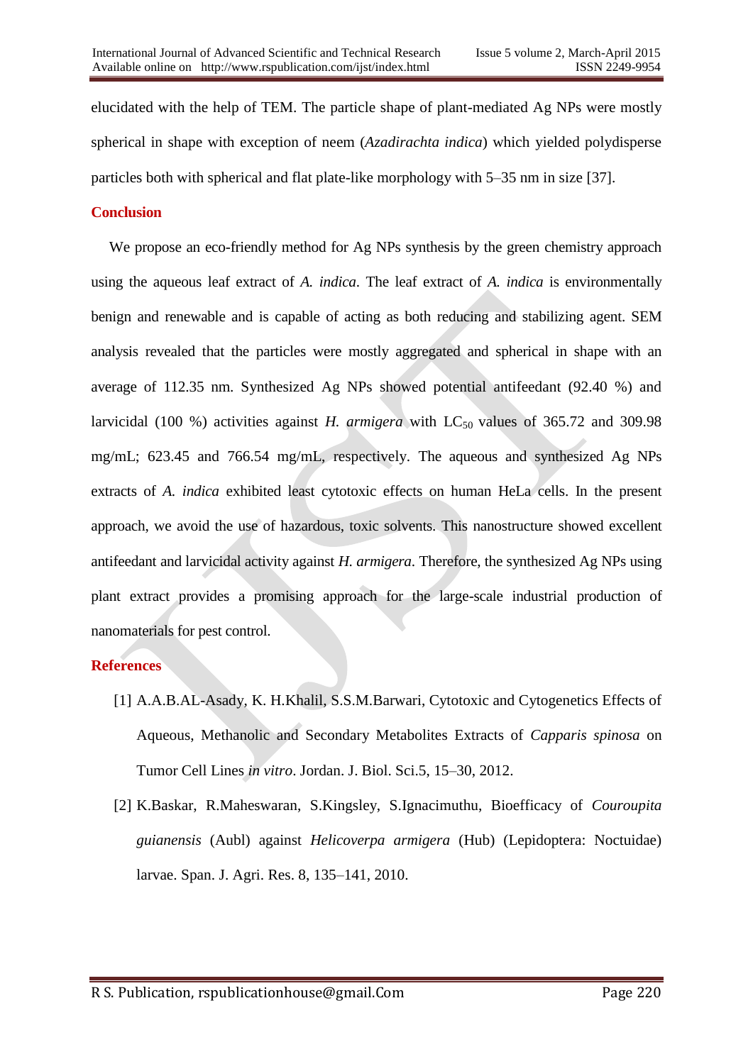elucidated with the help of TEM. The particle shape of plant-mediated Ag NPs were mostly spherical in shape with exception of neem (*Azadirachta indica*) which yielded polydisperse particles both with spherical and flat plate-like morphology with 5–35 nm in size [37].

## Conclusion

We propose an eco-friendly method for Ag NPs synthesis by the green chemistry approach using the aqueous leaf extract of *A. indica*. The leaf extract of *A. indica* is environmentally benign and renewable and is capable of acting as both reducing and stabilizing agent. SEM analysis revealed that the particles were mostly aggregated and spherical in shape with an average of 112.35 nm. Synthesized Ag NPs showed potential antifeedant (92.40 %) and larvicidal (100 %) activities against *H. armigera* with $LC_{50}$ values of 365.72 and 309.98 mg/mL; 623.45 and 766.54 mg/mL, respectively. The aqueous and synthesized Ag NPs extracts of *A. indica* exhibited least cytotoxic effects on human HeLa cells. In the present approach, we avoid the use of hazardous, toxic solvents. This nanostructure showed excellent antifeedant and larvicidal activity against *H. armigera*. Therefore, the synthesized Ag NPs using plant extract provides a promising approach for the large-scale industrial production of nanomaterials for pest control.

## References

[1] A.A.B.AL-Asady, K. H.Khalil, S.S.M.Barwari, Cytotoxic and Cytogenetics Effects of Aqueous, Methanolic and Secondary Metabolites Extracts of *Capparis spinosa* on Tumor Cell Lines *in vitro*. Jordan. J. Biol. Sci.5, 15–30, 2012.

[2] K.Baskar, R.Maheswaran, S.Kingsley, S.Ignacimuthu, Bioefficacy of *Couroupita guianensis* (Aubl) against *Helicoverpa armigera* (Hub) (Lepidoptera: Noctuidae) larvae. Span. J. Agri. Res. 8, 135–141, 2010.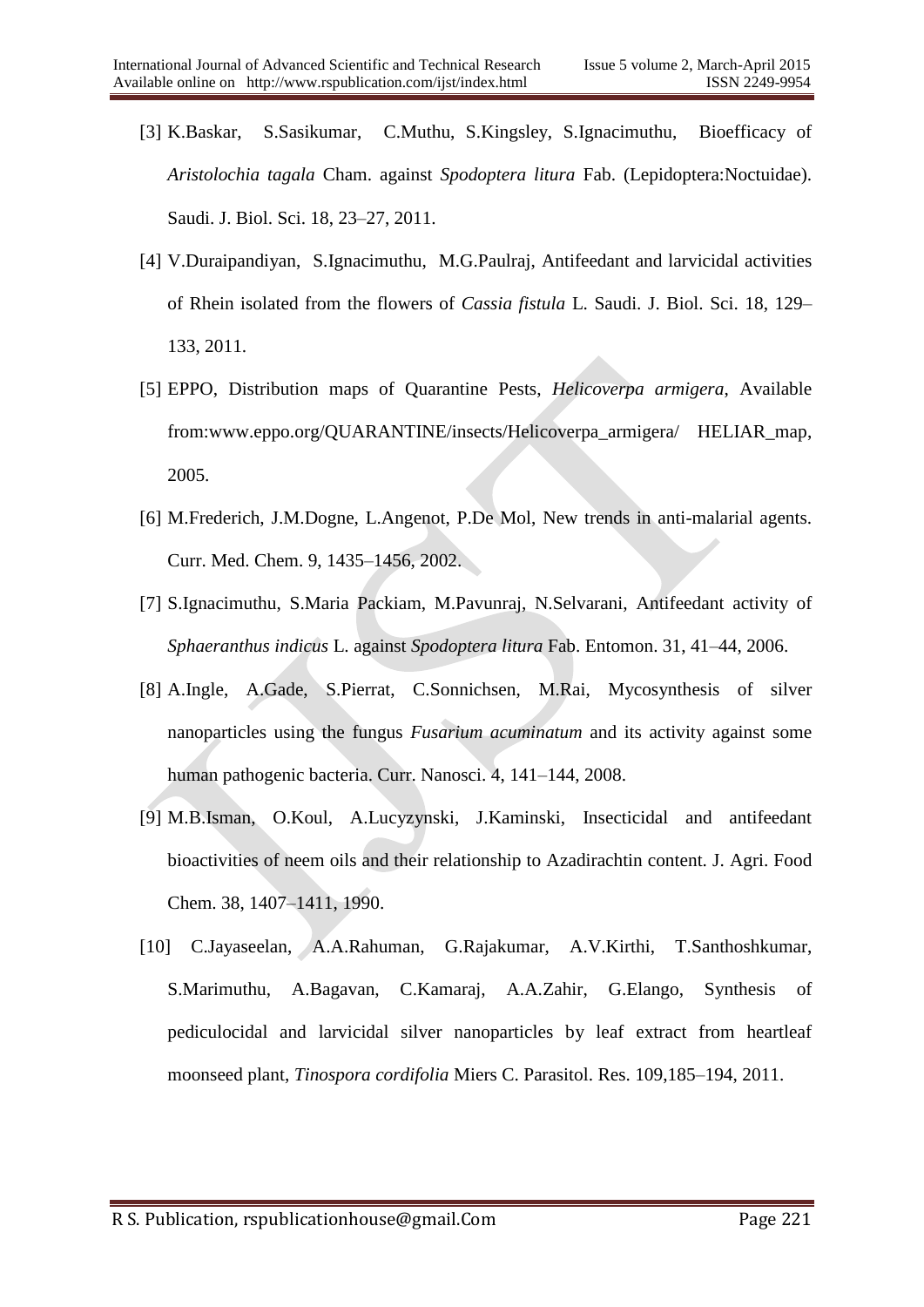[3] K.Baskar, S.Sasikumar, C.Muthu, S.Kingsley, S.Ignacimuthu, Bioefficacy of *Aristolochia tagala* Cham. against *Spodoptera litura* Fab. (Lepidoptera:Noctuidae). Saudi. J. Biol. Sci. 18, 23–27, 2011.

[4] V.Duraipandiyan, S.Ignacimuthu, M.G.Paulraj, Antifeedant and larvicidal activities of Rhein isolated from the flowers of *Cassia fistula* L. Saudi. J. Biol. Sci. 18, 129–133, 2011.

[5] EPPO, Distribution maps of Quarantine Pests, *Helicoverpa armigera*, Available from:www.eppo.org/QUARANTINE/insects/Helicoverpa_armigera/ HELIAR_map, 2005.

[6] M.Frederich, J.M.Dogne, L.Angenot, P.De Mol, New trends in anti-malarial agents. Curr. Med. Chem. 9, 1435–1456, 2002.

[7] S.Ignacimuthu, S.Maria Packiam, M.Pavunraj, N.Selvarani, Antifeedant activity of *Sphaeranthus indicus* L. against *Spodoptera litura* Fab. Entomon. 31, 41–44, 2006.

[8] A.Ingle, A.Gade, S.Pierrat, C.Sonnichsen, M.Rai, Mycosynthesis of silver nanoparticles using the fungus *Fusarium acuminatum* and its activity against some human pathogenic bacteria. Curr. Nanosci. 4, 141–144, 2008.

[9] M.B.Isman, O.Koul, A.Lucyzynski, J.Kaminski, Insecticidal and antifeedant bioactivities of neem oils and their relationship to Azadirachtin content. J. Agri. Food Chem. 38, 1407–1411, 1990.

[10] C.Jayaseelan, A.A.Rahuman, G.Rajakumar, A.V.Kirthi, T.Santhoshkumar, S.Marimuthu, A.Bagavan, C.Kamaraj, A.A.Zahir, G.Elango, Synthesis of pediculocidal and larvicidal silver nanoparticles by leaf extract from heartleaf moonseed plant, *Tinospora cordifolia* Miers C. Parasitol. Res. 109,185–194, 2011.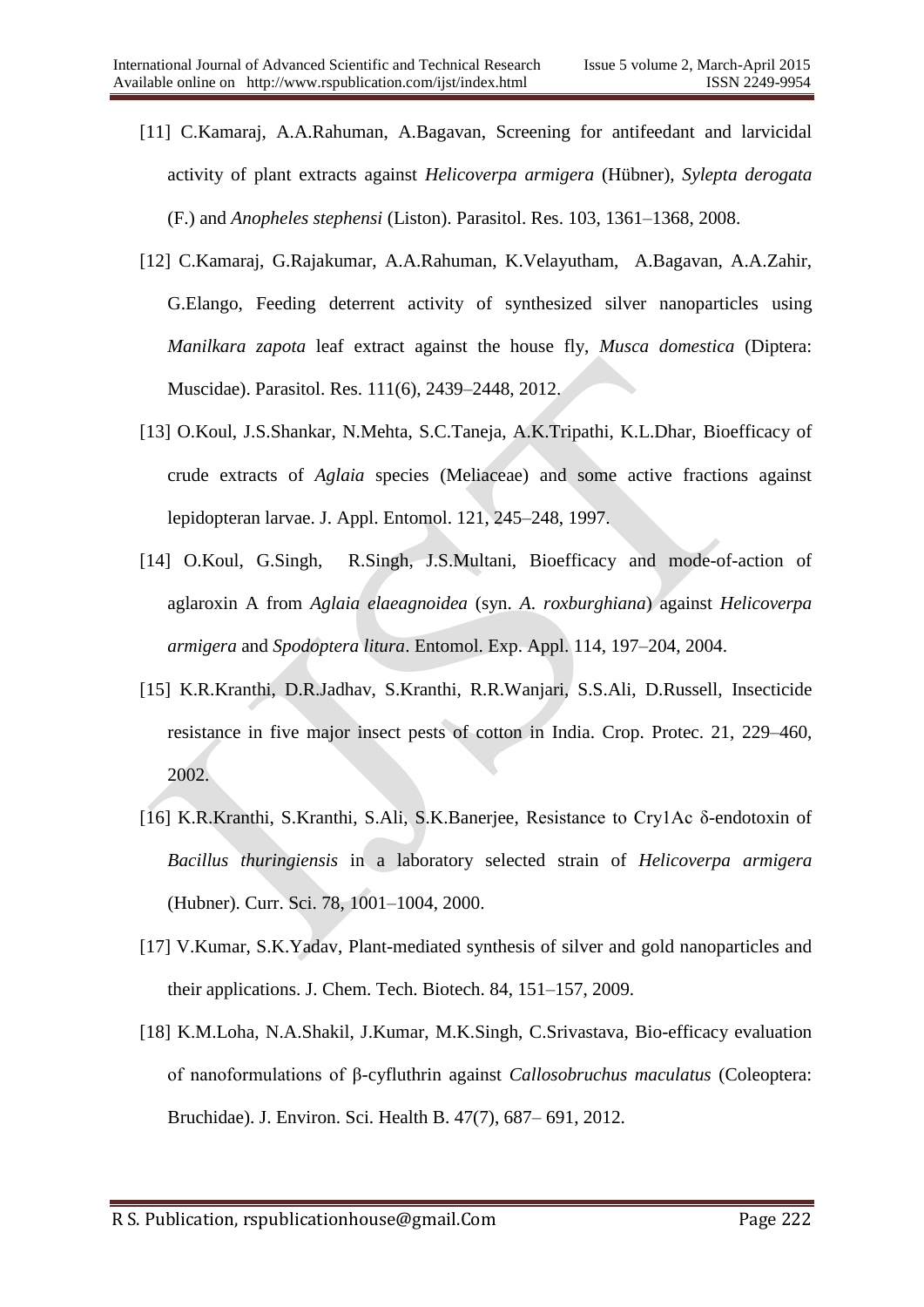[11] C.Kamaraj, A.A.Rahuman, A.Bagavan, Screening for antifeedant and larvicidal activity of plant extracts against *Helicoverpa armigera* (Hübner), *Sylepta derogata* (F.) and *Anopheles stephensi* (Liston). Parasitol. Res. 103, 1361–1368, 2008.

[12] C.Kamaraj, G.Rajakumar, A.A.Rahuman, K.Velayutham, A.Bagavan, A.A.Zahir, G.Elango, Feeding deterrent activity of synthesized silver nanoparticles using *Manilkara zapota* leaf extract against the house fly, *Musca domestica* (Diptera: Muscidae). Parasitol. Res. 111(6), 2439–2448, 2012.

[13] O.Koul, J.S.Shankar, N.Mehta, S.C.Taneja, A.K.Tripathi, K.L.Dhar, Bioefficacy of crude extracts of *Aglaia* species (Meliaceae) and some active fractions against lepidopteran larvae. J. Appl. Entomol. 121, 245–248, 1997.

[14] O.Koul, G.Singh, R.Singh, J.S.Multani, Bioefficacy and mode-of-action of aglaroxin A from *Aglaia elaeagnoidea* (syn. *A. roxburghiana*) against *Helicoverpa armigera* and *Spodoptera litura*. Entomol. Exp. Appl. 114, 197–204, 2004.

[15] K.R.Kranthi, D.R.Jadhav, S.Kranthi, R.R.Wanjari, S.S.Ali, D.Russell, Insecticide resistance in five major insect pests of cotton in India. Crop. Protec. 21, 229–460, 2002.

[16] K.R.Kranthi, S.Kranthi, S.Ali, S.K.Banerjee, Resistance to Cry1Ac δ-endotoxin of *Bacillus thuringiensis* in a laboratory selected strain of *Helicoverpa armigera* (Hubner). Curr. Sci. 78, 1001–1004, 2000.

[17] V.Kumar, S.K.Yadav, Plant-mediated synthesis of silver and gold nanoparticles and their applications. J. Chem. Tech. Biotech. 84, 151–157, 2009.

[18] K.M.Loha, N.A.Shakil, J.Kumar, M.K.Singh, C.Srivastava, Bio-efficacy evaluation of nanoformulations of β-cyfluthrin against *Callosobruchus maculatus* (Coleoptera: Bruchidae). J. Environ. Sci. Health B. 47(7), 687– 691, 2012.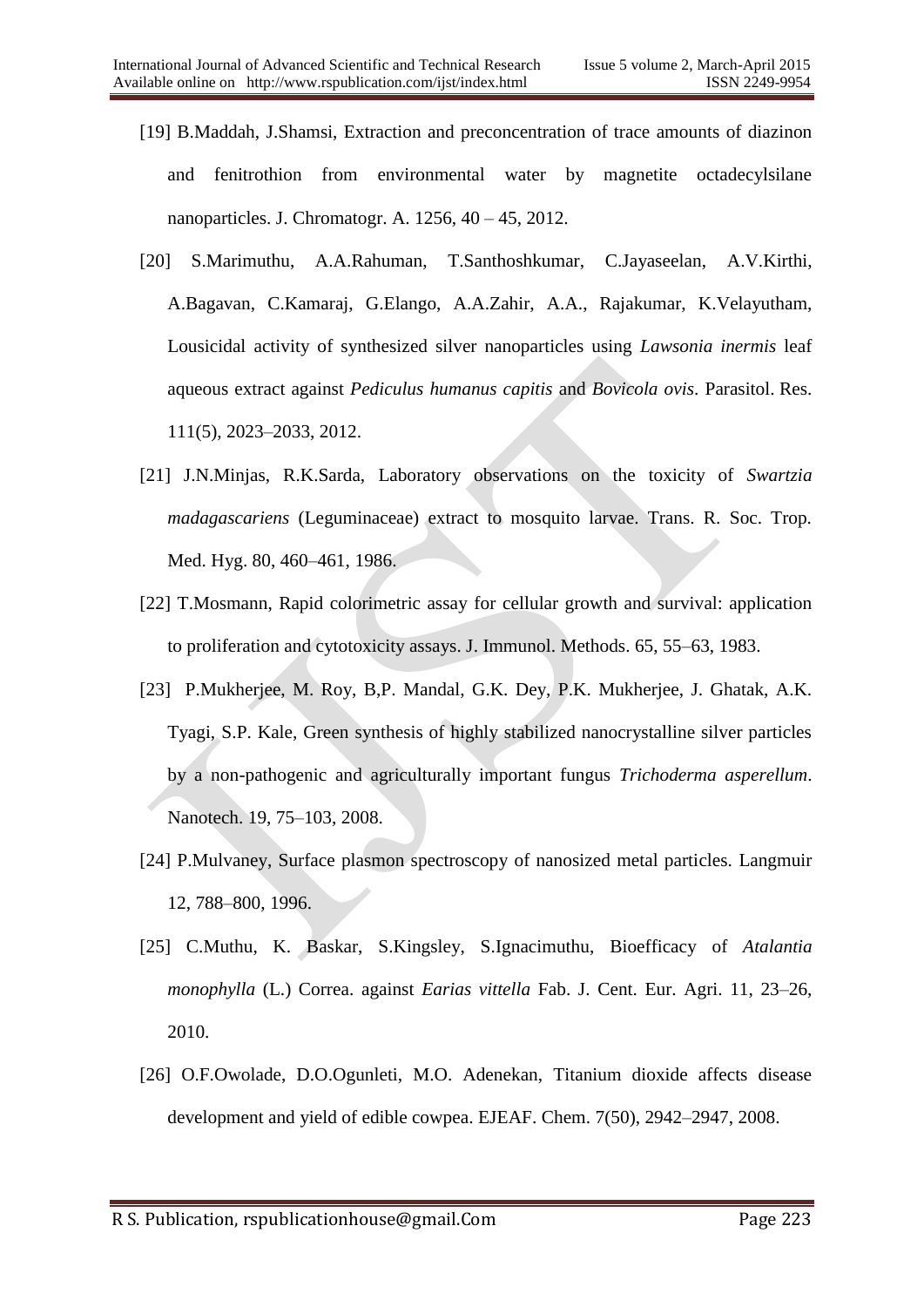[19] B.Maddah, J.Shamsi, Extraction and preconcentration of trace amounts of diazinon and fenitrothion from environmental water by magnetite octadecylsilane nanoparticles. J. Chromatogr. A. 1256, 40 – 45, 2012.

[20] S.Marimuthu, A.A.Rahuman, T.Santhoshkumar, C.Jayaseelan, A.V.Kirthi, A.Bagavan, C.Kamaraj, G.Elango, A.A.Zahir, A.A., Rajakumar, K.Velayutham, Lousicidal activity of synthesized silver nanoparticles using *Lawsonia inermis* leaf aqueous extract against *Pediculus humanus capitis* and *Bovicola ovis*. Parasitol. Res. 111(5), 2023–2033, 2012.

[21] J.N.Minjas, R.K.Sarda, Laboratory observations on the toxicity of *Swartzia madagascariens* (Leguminaceae) extract to mosquito larvae. Trans. R. Soc. Trop. Med. Hyg. 80, 460–461, 1986.

[22] T.Mosmann, Rapid colorimetric assay for cellular growth and survival: application to proliferation and cytotoxicity assays. J. Immunol. Methods. 65, 55–63, 1983.

[23] P.Mukherjee, M. Roy, B,P. Mandal, G.K. Dey, P.K. Mukherjee, J. Ghatak, A.K. Tyagi, S.P. Kale, Green synthesis of highly stabilized nanocrystalline silver particles by a non-pathogenic and agriculturally important fungus *Trichoderma asperellum*. Nanotech. 19, 75–103, 2008.

[24] P.Mulvaney, Surface plasmon spectroscopy of nanosized metal particles. Langmuir 12, 788–800, 1996.

[25] C.Muthu, K. Baskar, S.Kingsley, S.Ignacimuthu, Bioefficacy of *Atalantia monophylla* (L.) Correa. against *Earias vittella* Fab. J. Cent. Eur. Agri. 11, 23–26, 2010.

[26] O.F.Owolade, D.O.Ogunleti, M.O. Adenekan, Titanium dioxide affects disease development and yield of edible cowpea. EJEAF. Chem. 7(50), 2942–2947, 2008.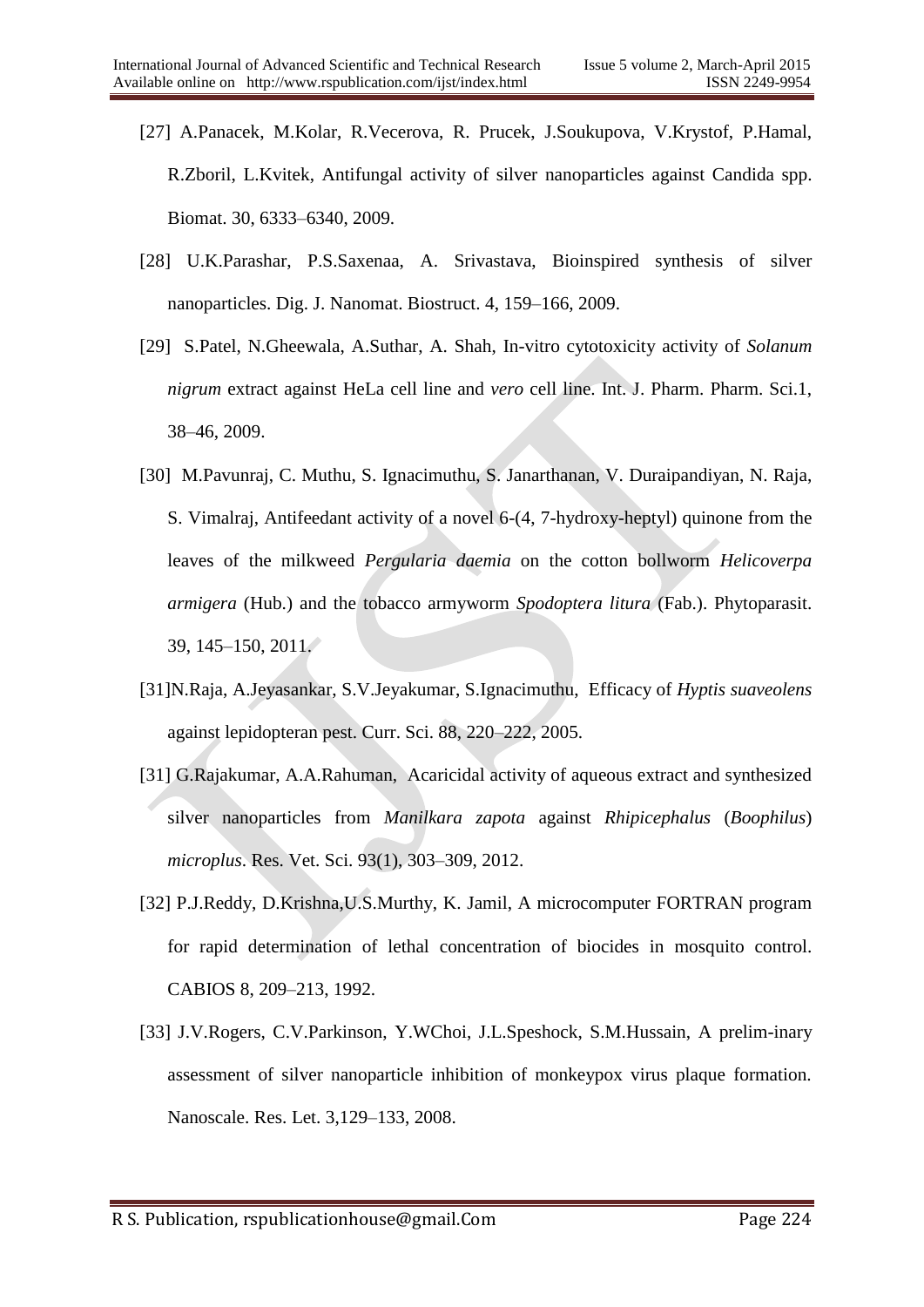[27] A.Panacek, M.Kolar, R.Vecerova, R. Prucek, J.Soukupova, V.Krystof, P.Hamal, R.Zboril, L.Kvitek, Antifungal activity of silver nanoparticles against Candida spp. Biomat. 30, 6333–6340, 2009.

[28] U.K.Parashar, P.S.Saxenaa, A. Srivastava, Bioinspired synthesis of silver nanoparticles. Dig. J. Nanomat. Biostruct. 4, 159–166, 2009.

[29] S.Patel, N.Gheewala, A.Suthar, A. Shah, In-vitro cytotoxicity activity of *Solanum nigrum* extract against HeLa cell line and *vero* cell line. Int. J. Pharm. Pharm. Sci.1, 38–46, 2009.

[30] M.Pavunraj, C. Muthu, S. Ignacimuthu, S. Janarthanan, V. Duraipandiyan, N. Raja, S. Vimalraj, Antifeedant activity of a novel 6-(4, 7-hydroxy-heptyl) quinone from the leaves of the milkweed *Pergularia daemia* on the cotton bollworm *Helicoverpa armigera* (Hub.) and the tobacco armyworm *Spodoptera litura* (Fab.). Phytoparasit. 39, 145–150, 2011.

[31]N.Raja, A.Jeyasankar, S.V.Jeyakumar, S.Ignacimuthu, Efficacy of *Hyptis suaveolens* against lepidopteran pest. Curr. Sci. 88, 220–222, 2005.

[31] G.Rajakumar, A.A.Rahuman, Acaricidal activity of aqueous extract and synthesized silver nanoparticles from *Manilkara zapota* against *Rhipicephalus* (*Boophilus*) *microplus*. Res. Vet. Sci. 93(1), 303–309, 2012.

[32] P.J.Reddy, D.Krishna,U.S.Murthy, K. Jamil, A microcomputer FORTRAN program for rapid determination of lethal concentration of biocides in mosquito control. CABIOS 8, 209–213, 1992.

[33] J.V.Rogers, C.V.Parkinson, Y.WChoi, J.L.Speshock, S.M.Hussain, A prelim-inary assessment of silver nanoparticle inhibition of monkeypox virus plaque formation. Nanoscale. Res. Let. 3,129–133, 2008.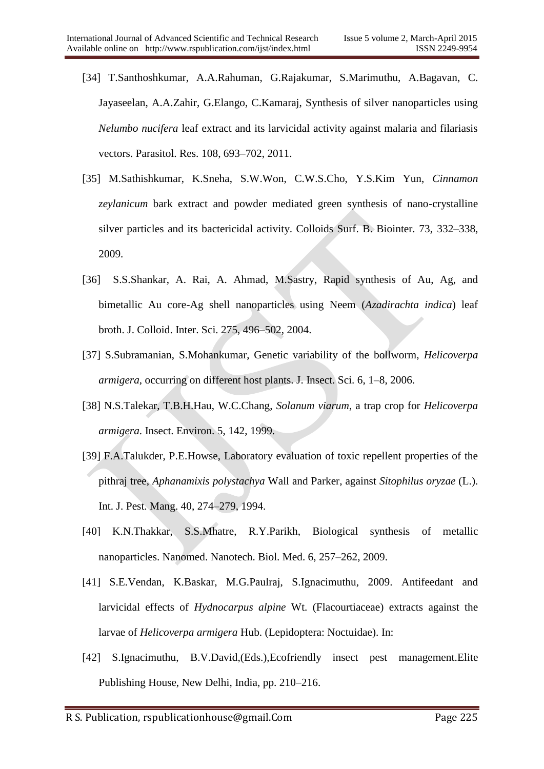[34] T.Santhoshkumar, A.A.Rahuman, G.Rajakumar, S.Marimuthu, A.Bagavan, C. Jayaseelan, A.A.Zahir, G.Elango, C.Kamaraj, Synthesis of silver nanoparticles using *Nelumbo nucifera* leaf extract and its larvicidal activity against malaria and filariasis vectors. Parasitol. Res. 108, 693–702, 2011.

[35] M.Sathishkumar, K.Sneha, S.W.Won, C.W.S.Cho, Y.S.Kim Yun, *Cinnamon zeylanicum* bark extract and powder mediated green synthesis of nano-crystalline silver particles and its bactericidal activity. Colloids Surf. B. Biointer. 73, 332–338, 2009.

[36] S.S.Shankar, A. Rai, A. Ahmad, M.Sastry, Rapid synthesis of Au, Ag, and bimetallic Au core-Ag shell nanoparticles using Neem (*Azadirachta indica*) leaf broth. J. Colloid. Inter. Sci. 275, 496–502, 2004.

[37] S.Subramanian, S.Mohankumar, Genetic variability of the bollworm, *Helicoverpa armigera*, occurring on different host plants. J. Insect. Sci. 6, 1–8, 2006.

[38] N.S.Talekar, T.B.H.Hau, W.C.Chang, *Solanum viarum*, a trap crop for *Helicoverpa armigera*. Insect. Environ. 5, 142, 1999.

[39] F.A.Talukder, P.E.Howse, Laboratory evaluation of toxic repellent properties of the pithraj tree, *Aphanamixis polystachya* Wall and Parker, against *Sitophilus oryzae* (L.). Int. J. Pest. Mang. 40, 274–279, 1994.

[40] K.N.Thakkar, S.S.Mhatre, R.Y.Parikh, Biological synthesis of metallic nanoparticles. Nanomed. Nanotech. Biol. Med. 6, 257–262, 2009.

[41] S.E.Vendan, K.Baskar, M.G.Paulraj, S.Ignacimuthu, 2009. Antifeedant and larvicidal effects of *Hydnocarpus alpine* Wt. (Flacourtiaceae) extracts against the larvae of *Helicoverpa armigera* Hub. (Lepidoptera: Noctuidae). In:

[42] S.Ignacimuthu, B.V.David,(Eds.),Ecofriendly insect pest management.Elite Publishing House, New Delhi, India, pp. 210–216.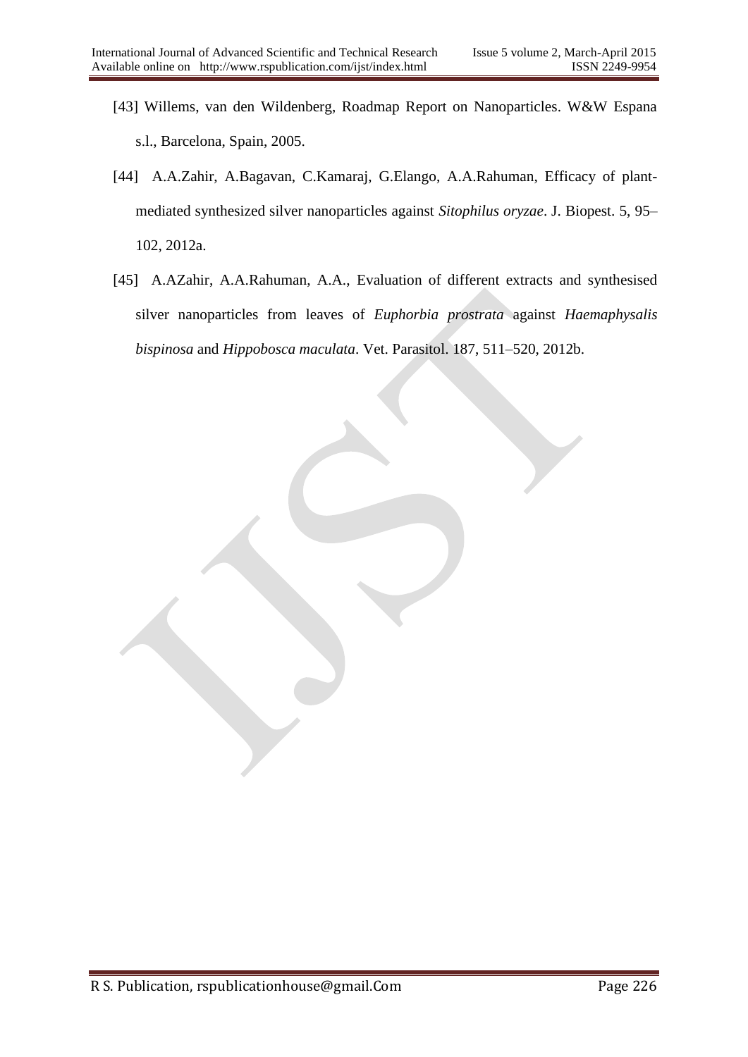[43] Willems, van den Wildenberg, Roadmap Report on Nanoparticles. W&W Espana s.l., Barcelona, Spain, 2005.

[44] A.A.Zahir, A.Bagavan, C.Kamaraj, G.Elango, A.A.Rahuman, Efficacy of plant-mediated synthesized silver nanoparticles against *Sitophilus oryzae*. J. Biopest. 5, 95–102, 2012a.

[45] A.AZahir, A.A.Rahuman, A.A., Evaluation of different extracts and synthesised silver nanoparticles from leaves of *Euphorbia prostrata* against *Haemaphysalis bispinosa* and *Hippobosca maculata*. Vet. Parasitol. 187, 511–520, 2012b.